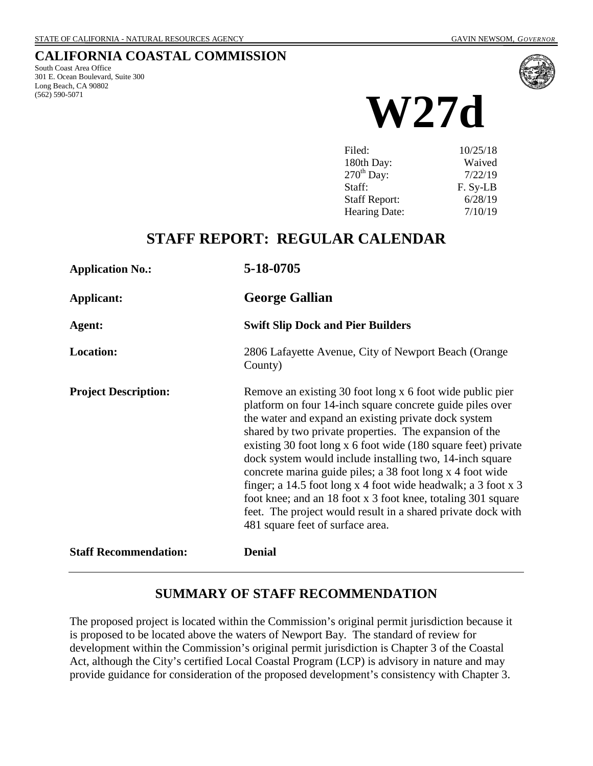STATE OF CALIFORNIA - NATURAL RESOURCES AGENCY GAVIN NEWSOM, *GOVERNOR*

# CALIFORNIA COASTAL COMMISSION

South Coast Area Office
301 E. Ocean Boulevard, Suite 300
Long Beach, CA 90802
(562) 590-5071

# W27d

| | |
|---|---|
| Filed: | 10/25/18 |
| 180th Day: | Waived |
| $270^{th}$ Day: | 7/22/19 |
| Staff: | F. Sy-LB |
| Staff Report: | 6/28/19 |
| Hearing Date: | 7/10/19 |

## STAFF REPORT: REGULAR CALENDAR

| | |
|---|---|
| **Application No.:** | **5-18-0705** |
| **Applicant:** | **George Gallian** |
| **Agent:** | **Swift Slip Dock and Pier Builders** |
| **Location:** | 2806 Lafayette Avenue, City of Newport Beach (Orange County) |
| **Project Description:** | Remove an existing 30 foot long x 6 foot wide public pier platform on four 14-inch square concrete guide piles over the water and expand an existing private dock system shared by two private properties. The expansion of the existing 30 foot long x 6 foot wide (180 square feet) private dock system would include installing two, 14-inch square concrete marina guide piles; a 38 foot long x 4 foot wide finger; a 14.5 foot long x 4 foot wide headwalk; a 3 foot x 3 foot knee; and an 18 foot x 3 foot knee, totaling 301 square feet. The project would result in a shared private dock with 481 square feet of surface area. |
| **Staff Recommendation:** | **Denial** |

## SUMMARY OF STAFF RECOMMENDATION

The proposed project is located within the Commission's original permit jurisdiction because it is proposed to be located above the waters of Newport Bay. The standard of review for development within the Commission's original permit jurisdiction is Chapter 3 of the Coastal Act, although the City's certified Local Coastal Program (LCP) is advisory in nature and may provide guidance for consideration of the proposed development's consistency with Chapter 3.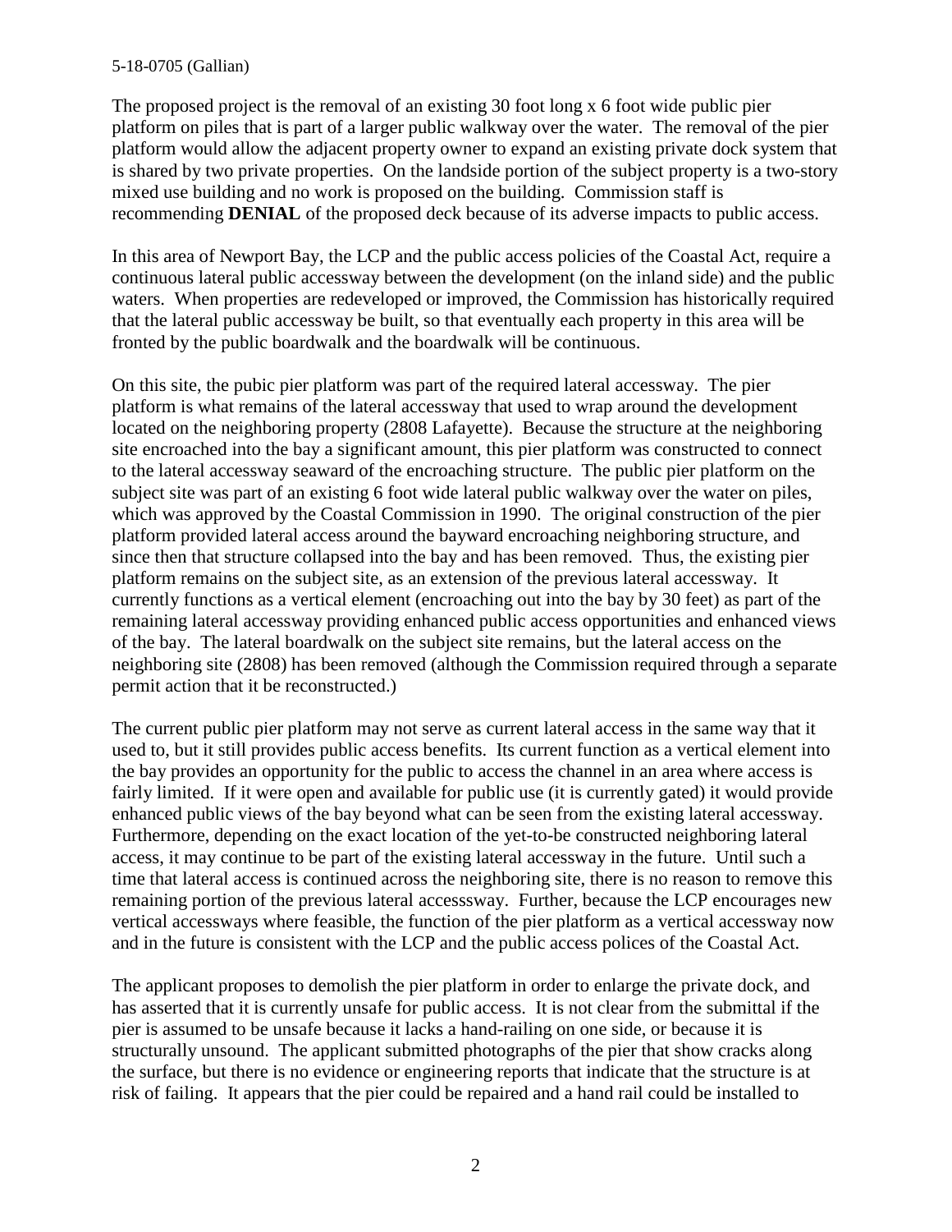The proposed project is the removal of an existing 30 foot long x 6 foot wide public pier platform on piles that is part of a larger public walkway over the water. The removal of the pier platform would allow the adjacent property owner to expand an existing private dock system that is shared by two private properties. On the landside portion of the subject property is a two-story mixed use building and no work is proposed on the building. Commission staff is recommending **DENIAL** of the proposed deck because of its adverse impacts to public access.

In this area of Newport Bay, the LCP and the public access policies of the Coastal Act, require a continuous lateral public accessway between the development (on the inland side) and the public waters. When properties are redeveloped or improved, the Commission has historically required that the lateral public accessway be built, so that eventually each property in this area will be fronted by the public boardwalk and the boardwalk will be continuous.

On this site, the pubic pier platform was part of the required lateral accessway. The pier platform is what remains of the lateral accessway that used to wrap around the development located on the neighboring property (2808 Lafayette). Because the structure at the neighboring site encroached into the bay a significant amount, this pier platform was constructed to connect to the lateral accessway seaward of the encroaching structure. The public pier platform on the subject site was part of an existing 6 foot wide lateral public walkway over the water on piles, which was approved by the Coastal Commission in 1990. The original construction of the pier platform provided lateral access around the bayward encroaching neighboring structure, and since then that structure collapsed into the bay and has been removed. Thus, the existing pier platform remains on the subject site, as an extension of the previous lateral accessway. It currently functions as a vertical element (encroaching out into the bay by 30 feet) as part of the remaining lateral accessway providing enhanced public access opportunities and enhanced views of the bay. The lateral boardwalk on the subject site remains, but the lateral access on the neighboring site (2808) has been removed (although the Commission required through a separate permit action that it be reconstructed.)

The current public pier platform may not serve as current lateral access in the same way that it used to, but it still provides public access benefits. Its current function as a vertical element into the bay provides an opportunity for the public to access the channel in an area where access is fairly limited. If it were open and available for public use (it is currently gated) it would provide enhanced public views of the bay beyond what can be seen from the existing lateral accessway. Furthermore, depending on the exact location of the yet-to-be constructed neighboring lateral access, it may continue to be part of the existing lateral accessway in the future. Until such a time that lateral access is continued across the neighboring site, there is no reason to remove this remaining portion of the previous lateral accesssway. Further, because the LCP encourages new vertical accessways where feasible, the function of the pier platform as a vertical accessway now and in the future is consistent with the LCP and the public access polices of the Coastal Act.

The applicant proposes to demolish the pier platform in order to enlarge the private dock, and has asserted that it is currently unsafe for public access. It is not clear from the submittal if the pier is assumed to be unsafe because it lacks a hand-railing on one side, or because it is structurally unsound. The applicant submitted photographs of the pier that show cracks along the surface, but there is no evidence or engineering reports that indicate that the structure is at risk of failing. It appears that the pier could be repaired and a hand rail could be installed to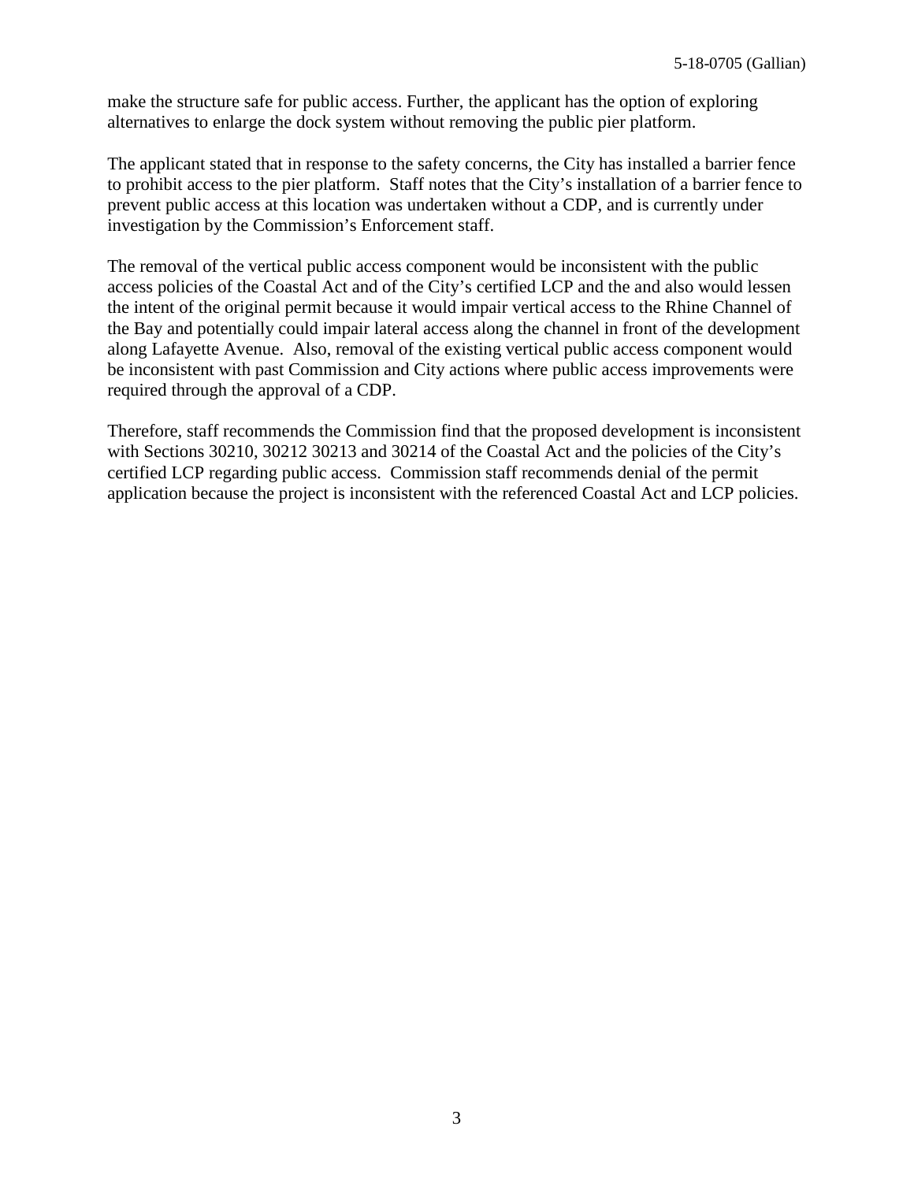make the structure safe for public access. Further, the applicant has the option of exploring alternatives to enlarge the dock system without removing the public pier platform.

The applicant stated that in response to the safety concerns, the City has installed a barrier fence to prohibit access to the pier platform. Staff notes that the City's installation of a barrier fence to prevent public access at this location was undertaken without a CDP, and is currently under investigation by the Commission's Enforcement staff.

The removal of the vertical public access component would be inconsistent with the public access policies of the Coastal Act and of the City's certified LCP and the and also would lessen the intent of the original permit because it would impair vertical access to the Rhine Channel of the Bay and potentially could impair lateral access along the channel in front of the development along Lafayette Avenue. Also, removal of the existing vertical public access component would be inconsistent with past Commission and City actions where public access improvements were required through the approval of a CDP.

Therefore, staff recommends the Commission find that the proposed development is inconsistent with Sections 30210, 30212 30213 and 30214 of the Coastal Act and the policies of the City's certified LCP regarding public access. Commission staff recommends denial of the permit application because the project is inconsistent with the referenced Coastal Act and LCP policies.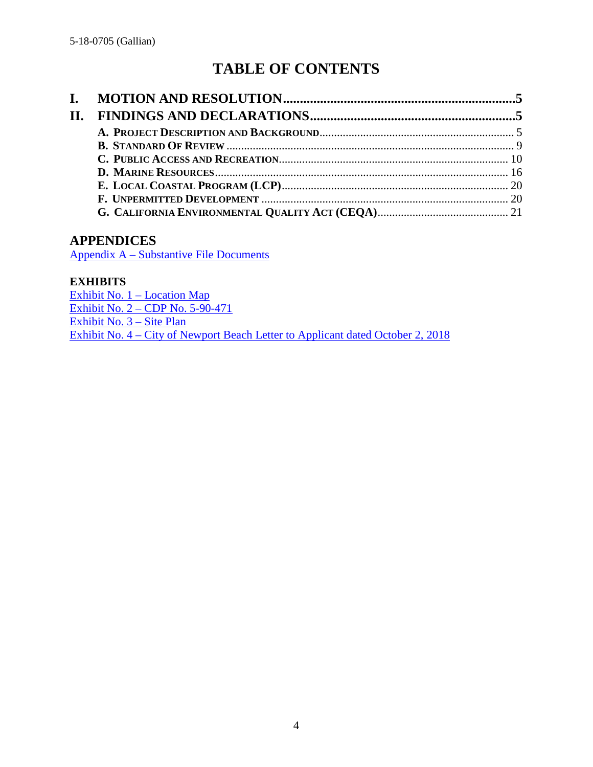# TABLE OF CONTENTS

**I. MOTION AND RESOLUTION......5**

**II. FINDINGS AND DECLARATIONS......5**

- **A. PROJECT DESCRIPTION AND BACKGROUND**...... 5
- **B. STANDARD OF REVIEW**...... 9
- **C. PUBLIC ACCESS AND RECREATION**...... 10
- **D. MARINE RESOURCES**...... 16
- **E. LOCAL COASTAL PROGRAM (LCP)**...... 20
- **F. UNPERMITTED DEVELOPMENT**...... 20
- **G. CALIFORNIA ENVIRONMENTAL QUALITY ACT (CEQA)**...... 21

## APPENDICES

Appendix A – Substantive File Documents

### EXHIBITS

Exhibit No. 1 – Location Map
Exhibit No. 2 – CDP No. 5-90-471
Exhibit No. 3 – Site Plan
Exhibit No. 4 – City of Newport Beach Letter to Applicant dated October 2, 2018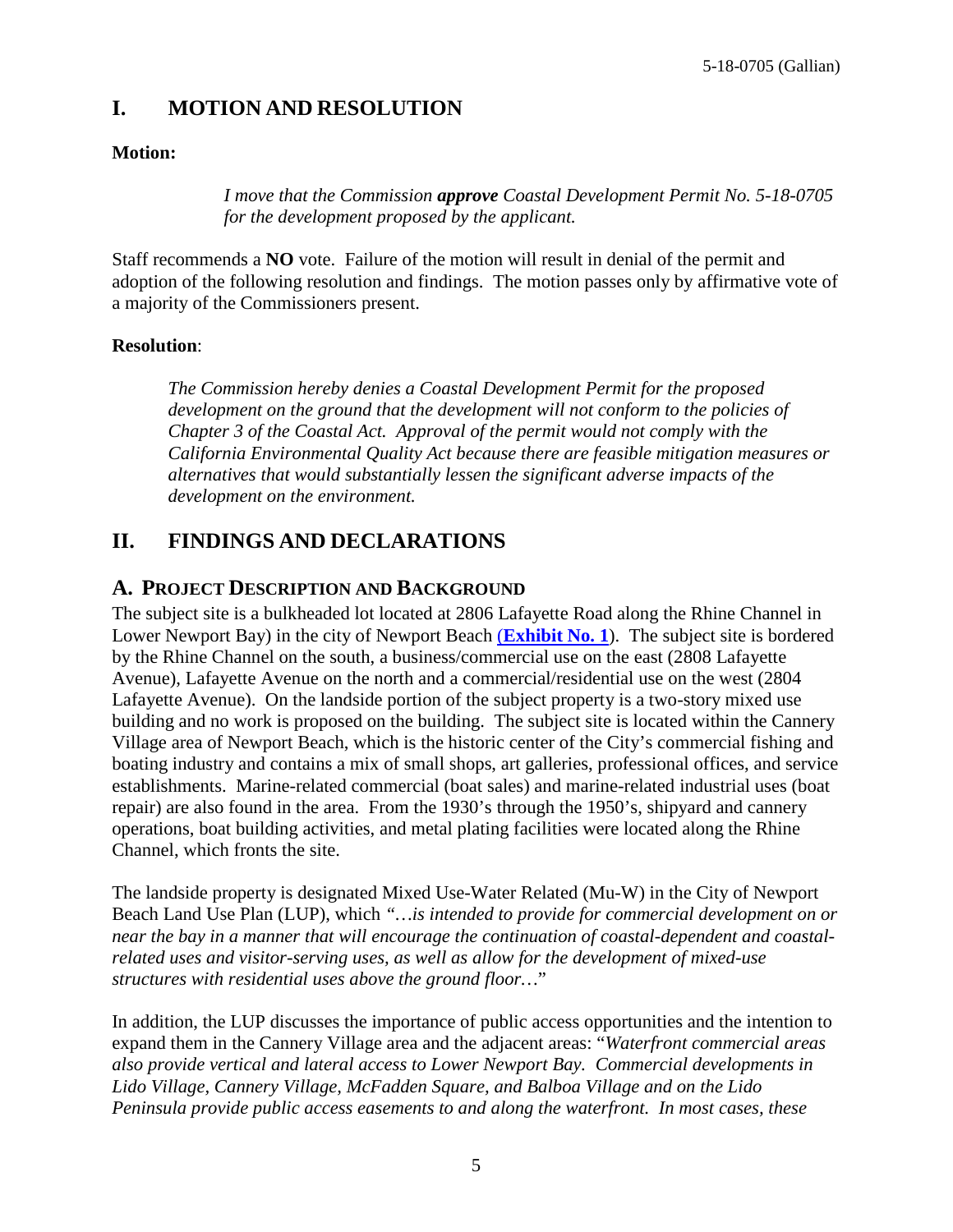## I. MOTION AND RESOLUTION

**Motion:**

> *I move that the Commission* ***approve*** *Coastal Development Permit No. 5-18-0705 for the development proposed by the applicant.*

Staff recommends a **NO** vote. Failure of the motion will result in denial of the permit and adoption of the following resolution and findings. The motion passes only by affirmative vote of a majority of the Commissioners present.

**Resolution**:

> *The Commission hereby denies a Coastal Development Permit for the proposed development on the ground that the development will not conform to the policies of Chapter 3 of the Coastal Act. Approval of the permit would not comply with the California Environmental Quality Act because there are feasible mitigation measures or alternatives that would substantially lessen the significant adverse impacts of the development on the environment.*

## II. FINDINGS AND DECLARATIONS

### A. PROJECT DESCRIPTION AND BACKGROUND

The subject site is a bulkheaded lot located at 2806 Lafayette Road along the Rhine Channel in Lower Newport Bay) in the city of Newport Beach (**Exhibit No. 1**). The subject site is bordered by the Rhine Channel on the south, a business/commercial use on the east (2808 Lafayette Avenue), Lafayette Avenue on the north and a commercial/residential use on the west (2804 Lafayette Avenue). On the landside portion of the subject property is a two-story mixed use building and no work is proposed on the building. The subject site is located within the Cannery Village area of Newport Beach, which is the historic center of the City's commercial fishing and boating industry and contains a mix of small shops, art galleries, professional offices, and service establishments. Marine-related commercial (boat sales) and marine-related industrial uses (boat repair) are also found in the area. From the 1930's through the 1950's, shipyard and cannery operations, boat building activities, and metal plating facilities were located along the Rhine Channel, which fronts the site.

The landside property is designated Mixed Use-Water Related (Mu-W) in the City of Newport Beach Land Use Plan (LUP), which *"…is intended to provide for commercial development on or near the bay in a manner that will encourage the continuation of coastal-dependent and coastal-related uses and visitor-serving uses, as well as allow for the development of mixed-use structures with residential uses above the ground floor…"*

In addition, the LUP discusses the importance of public access opportunities and the intention to expand them in the Cannery Village area and the adjacent areas: "*Waterfront commercial areas also provide vertical and lateral access to Lower Newport Bay. Commercial developments in Lido Village, Cannery Village, McFadden Square, and Balboa Village and on the Lido Peninsula provide public access easements to and along the waterfront. In most cases, these*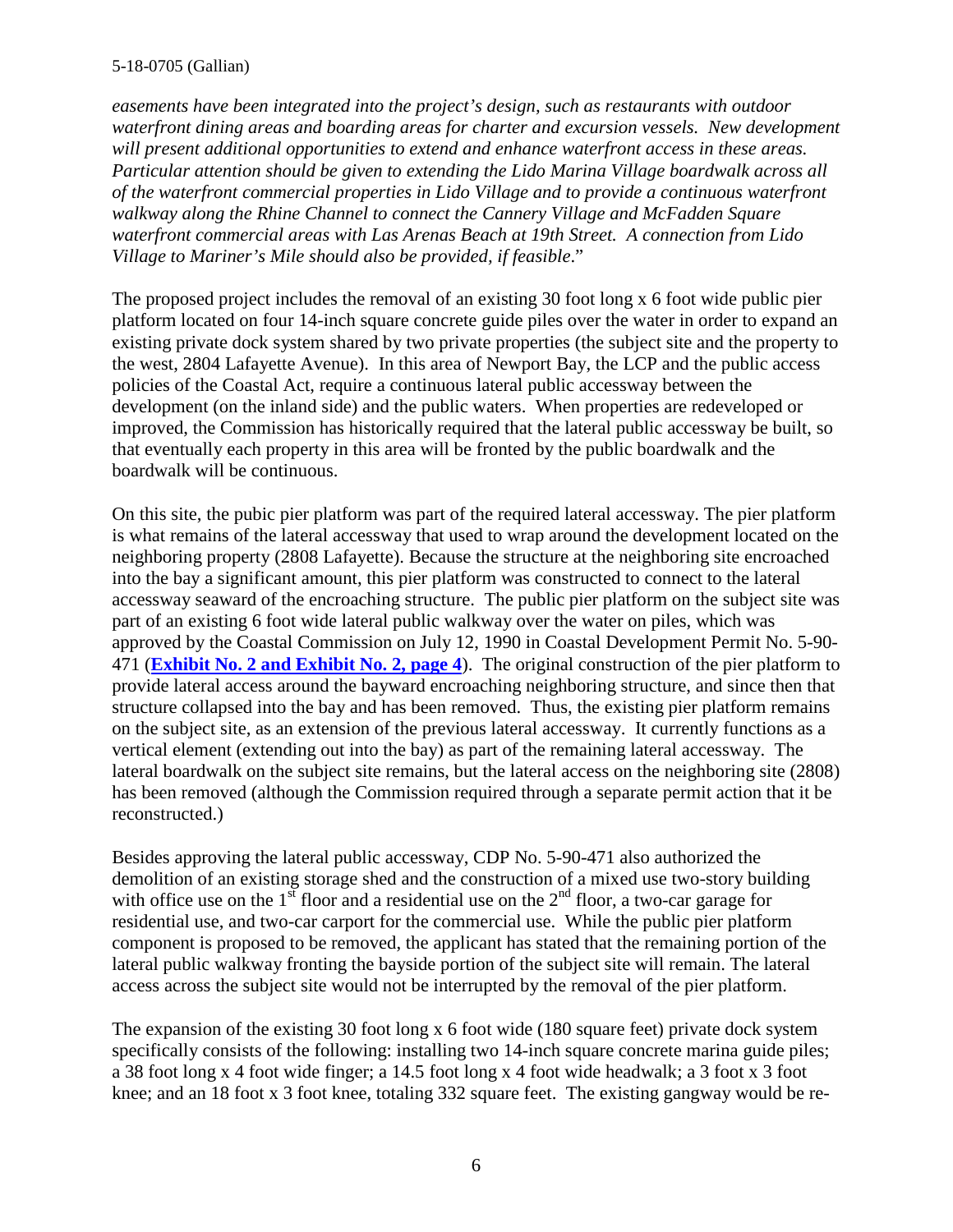*easements have been integrated into the project's design, such as restaurants with outdoor waterfront dining areas and boarding areas for charter and excursion vessels. New development will present additional opportunities to extend and enhance waterfront access in these areas. Particular attention should be given to extending the Lido Marina Village boardwalk across all of the waterfront commercial properties in Lido Village and to provide a continuous waterfront walkway along the Rhine Channel to connect the Cannery Village and McFadden Square waterfront commercial areas with Las Arenas Beach at 19th Street. A connection from Lido Village to Mariner's Mile should also be provided, if feasible*."

The proposed project includes the removal of an existing 30 foot long x 6 foot wide public pier platform located on four 14-inch square concrete guide piles over the water in order to expand an existing private dock system shared by two private properties (the subject site and the property to the west, 2804 Lafayette Avenue). In this area of Newport Bay, the LCP and the public access policies of the Coastal Act, require a continuous lateral public accessway between the development (on the inland side) and the public waters. When properties are redeveloped or improved, the Commission has historically required that the lateral public accessway be built, so that eventually each property in this area will be fronted by the public boardwalk and the boardwalk will be continuous.

On this site, the pubic pier platform was part of the required lateral accessway. The pier platform is what remains of the lateral accessway that used to wrap around the development located on the neighboring property (2808 Lafayette). Because the structure at the neighboring site encroached into the bay a significant amount, this pier platform was constructed to connect to the lateral accessway seaward of the encroaching structure. The public pier platform on the subject site was part of an existing 6 foot wide lateral public walkway over the water on piles, which was approved by the Coastal Commission on July 12, 1990 in Coastal Development Permit No. 5-90-471 (**Exhibit No. 2 and Exhibit No. 2, page 4**). The original construction of the pier platform to provide lateral access around the bayward encroaching neighboring structure, and since then that structure collapsed into the bay and has been removed. Thus, the existing pier platform remains on the subject site, as an extension of the previous lateral accessway. It currently functions as a vertical element (extending out into the bay) as part of the remaining lateral accessway. The lateral boardwalk on the subject site remains, but the lateral access on the neighboring site (2808) has been removed (although the Commission required through a separate permit action that it be reconstructed.)

Besides approving the lateral public accessway, CDP No. 5-90-471 also authorized the demolition of an existing storage shed and the construction of a mixed use two-story building with office use on the 1st floor and a residential use on the 2nd floor, a two-car garage for residential use, and two-car carport for the commercial use. While the public pier platform component is proposed to be removed, the applicant has stated that the remaining portion of the lateral public walkway fronting the bayside portion of the subject site will remain. The lateral access across the subject site would not be interrupted by the removal of the pier platform.

The expansion of the existing 30 foot long x 6 foot wide (180 square feet) private dock system specifically consists of the following: installing two 14-inch square concrete marina guide piles; a 38 foot long x 4 foot wide finger; a 14.5 foot long x 4 foot wide headwalk; a 3 foot x 3 foot knee; and an 18 foot x 3 foot knee, totaling 332 square feet. The existing gangway would be re-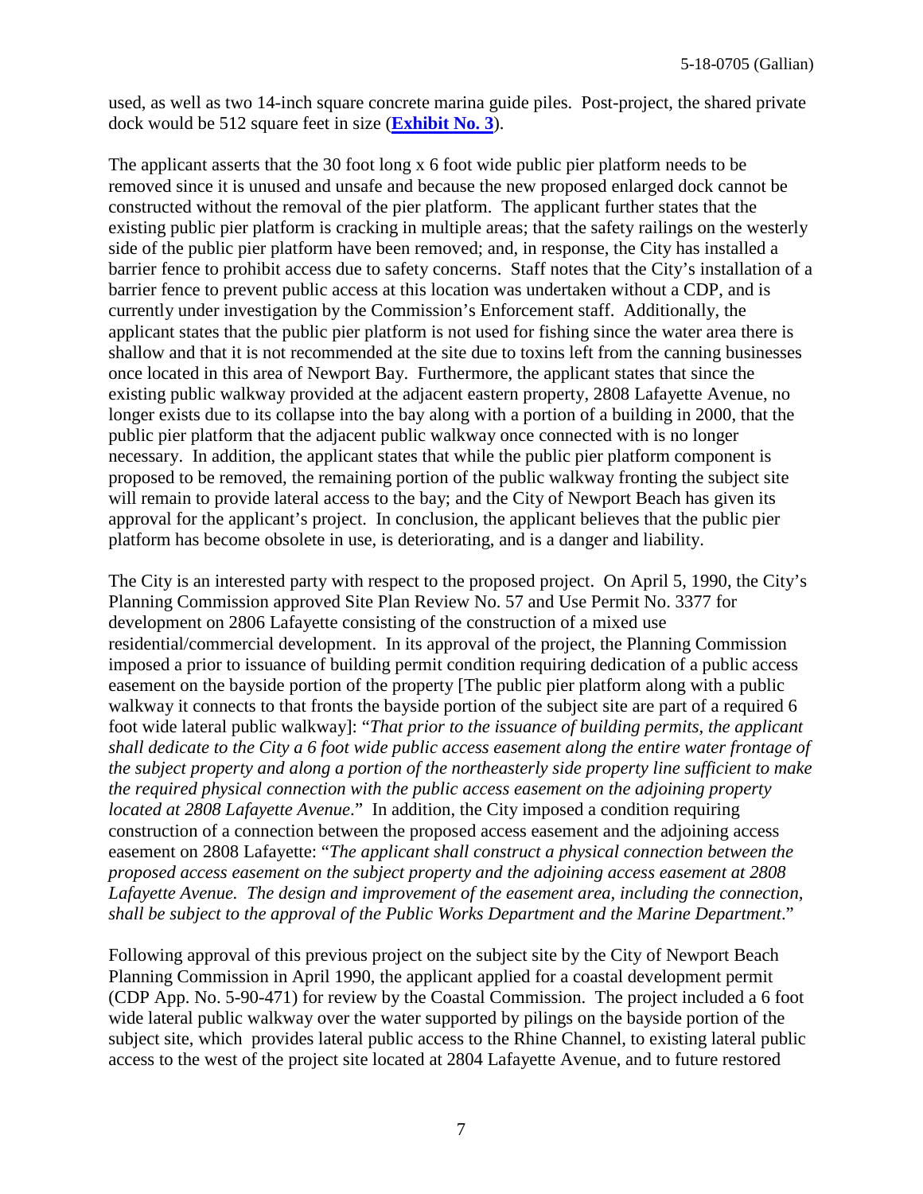used, as well as two 14-inch square concrete marina guide piles. Post-project, the shared private dock would be 512 square feet in size (**Exhibit No. 3**).

The applicant asserts that the 30 foot long x 6 foot wide public pier platform needs to be removed since it is unused and unsafe and because the new proposed enlarged dock cannot be constructed without the removal of the pier platform. The applicant further states that the existing public pier platform is cracking in multiple areas; that the safety railings on the westerly side of the public pier platform have been removed; and, in response, the City has installed a barrier fence to prohibit access due to safety concerns. Staff notes that the City's installation of a barrier fence to prevent public access at this location was undertaken without a CDP, and is currently under investigation by the Commission's Enforcement staff. Additionally, the applicant states that the public pier platform is not used for fishing since the water area there is shallow and that it is not recommended at the site due to toxins left from the canning businesses once located in this area of Newport Bay. Furthermore, the applicant states that since the existing public walkway provided at the adjacent eastern property, 2808 Lafayette Avenue, no longer exists due to its collapse into the bay along with a portion of a building in 2000, that the public pier platform that the adjacent public walkway once connected with is no longer necessary. In addition, the applicant states that while the public pier platform component is proposed to be removed, the remaining portion of the public walkway fronting the subject site will remain to provide lateral access to the bay; and the City of Newport Beach has given its approval for the applicant's project. In conclusion, the applicant believes that the public pier platform has become obsolete in use, is deteriorating, and is a danger and liability.

The City is an interested party with respect to the proposed project. On April 5, 1990, the City's Planning Commission approved Site Plan Review No. 57 and Use Permit No. 3377 for development on 2806 Lafayette consisting of the construction of a mixed use residential/commercial development. In its approval of the project, the Planning Commission imposed a prior to issuance of building permit condition requiring dedication of a public access easement on the bayside portion of the property [The public pier platform along with a public walkway it connects to that fronts the bayside portion of the subject site are part of a required 6 foot wide lateral public walkway]: "*That prior to the issuance of building permits, the applicant shall dedicate to the City a 6 foot wide public access easement along the entire water frontage of the subject property and along a portion of the northeasterly side property line sufficient to make the required physical connection with the public access easement on the adjoining property located at 2808 Lafayette Avenue*." In addition, the City imposed a condition requiring construction of a connection between the proposed access easement and the adjoining access easement on 2808 Lafayette: "*The applicant shall construct a physical connection between the proposed access easement on the subject property and the adjoining access easement at 2808 Lafayette Avenue. The design and improvement of the easement area, including the connection, shall be subject to the approval of the Public Works Department and the Marine Department*."

Following approval of this previous project on the subject site by the City of Newport Beach Planning Commission in April 1990, the applicant applied for a coastal development permit (CDP App. No. 5-90-471) for review by the Coastal Commission. The project included a 6 foot wide lateral public walkway over the water supported by pilings on the bayside portion of the subject site, which provides lateral public access to the Rhine Channel, to existing lateral public access to the west of the project site located at 2804 Lafayette Avenue, and to future restored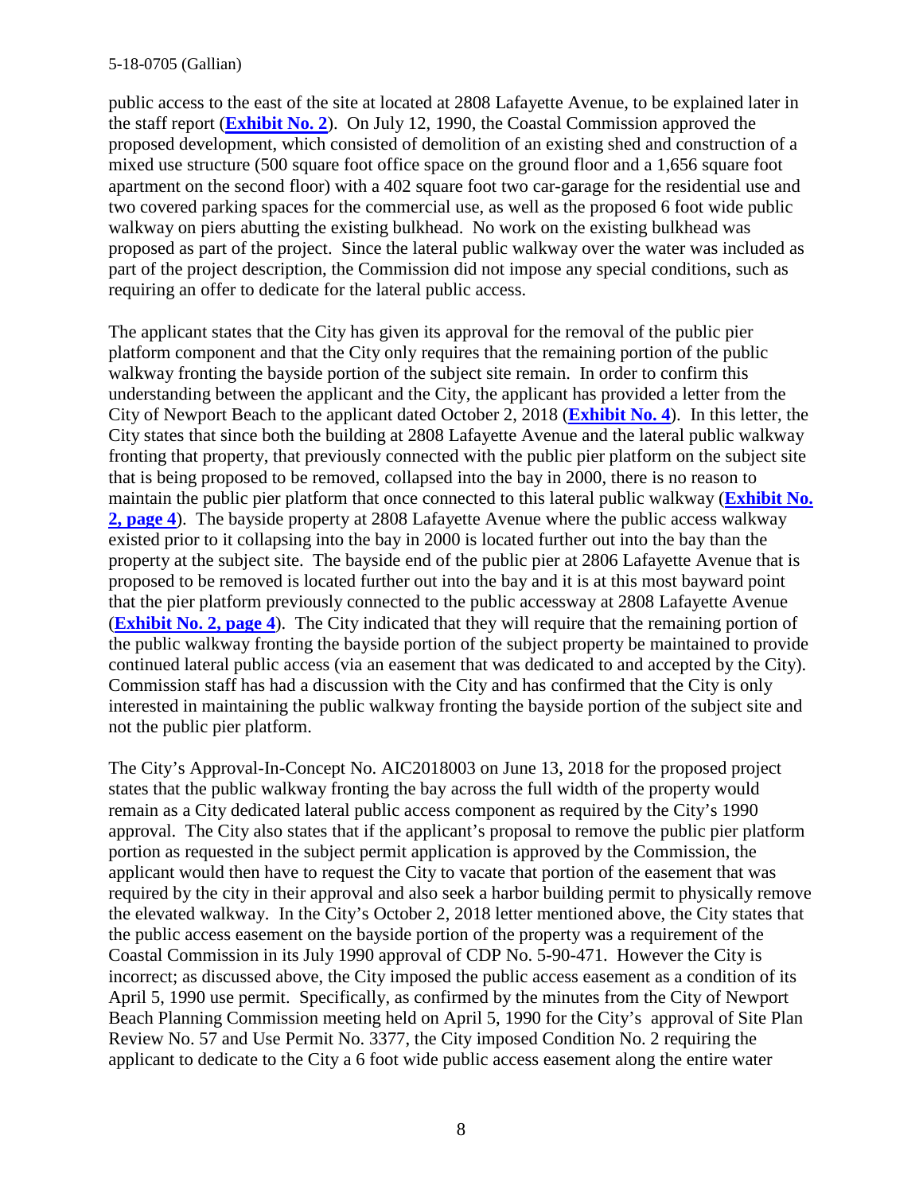public access to the east of the site at located at 2808 Lafayette Avenue, to be explained later in the staff report (**Exhibit No. 2**). On July 12, 1990, the Coastal Commission approved the proposed development, which consisted of demolition of an existing shed and construction of a mixed use structure (500 square foot office space on the ground floor and a 1,656 square foot apartment on the second floor) with a 402 square foot two car-garage for the residential use and two covered parking spaces for the commercial use, as well as the proposed 6 foot wide public walkway on piers abutting the existing bulkhead. No work on the existing bulkhead was proposed as part of the project. Since the lateral public walkway over the water was included as part of the project description, the Commission did not impose any special conditions, such as requiring an offer to dedicate for the lateral public access.

The applicant states that the City has given its approval for the removal of the public pier platform component and that the City only requires that the remaining portion of the public walkway fronting the bayside portion of the subject site remain. In order to confirm this understanding between the applicant and the City, the applicant has provided a letter from the City of Newport Beach to the applicant dated October 2, 2018 (**Exhibit No. 4**). In this letter, the City states that since both the building at 2808 Lafayette Avenue and the lateral public walkway fronting that property, that previously connected with the public pier platform on the subject site that is being proposed to be removed, collapsed into the bay in 2000, there is no reason to maintain the public pier platform that once connected to this lateral public walkway (**Exhibit No. 2, page 4**). The bayside property at 2808 Lafayette Avenue where the public access walkway existed prior to it collapsing into the bay in 2000 is located further out into the bay than the property at the subject site. The bayside end of the public pier at 2806 Lafayette Avenue that is proposed to be removed is located further out into the bay and it is at this most bayward point that the pier platform previously connected to the public accessway at 2808 Lafayette Avenue (**Exhibit No. 2, page 4**). The City indicated that they will require that the remaining portion of the public walkway fronting the bayside portion of the subject property be maintained to provide continued lateral public access (via an easement that was dedicated to and accepted by the City). Commission staff has had a discussion with the City and has confirmed that the City is only interested in maintaining the public walkway fronting the bayside portion of the subject site and not the public pier platform.

The City's Approval-In-Concept No. AIC2018003 on June 13, 2018 for the proposed project states that the public walkway fronting the bay across the full width of the property would remain as a City dedicated lateral public access component as required by the City's 1990 approval. The City also states that if the applicant's proposal to remove the public pier platform portion as requested in the subject permit application is approved by the Commission, the applicant would then have to request the City to vacate that portion of the easement that was required by the city in their approval and also seek a harbor building permit to physically remove the elevated walkway. In the City's October 2, 2018 letter mentioned above, the City states that the public access easement on the bayside portion of the property was a requirement of the Coastal Commission in its July 1990 approval of CDP No. 5-90-471. However the City is incorrect; as discussed above, the City imposed the public access easement as a condition of its April 5, 1990 use permit. Specifically, as confirmed by the minutes from the City of Newport Beach Planning Commission meeting held on April 5, 1990 for the City's approval of Site Plan Review No. 57 and Use Permit No. 3377, the City imposed Condition No. 2 requiring the applicant to dedicate to the City a 6 foot wide public access easement along the entire water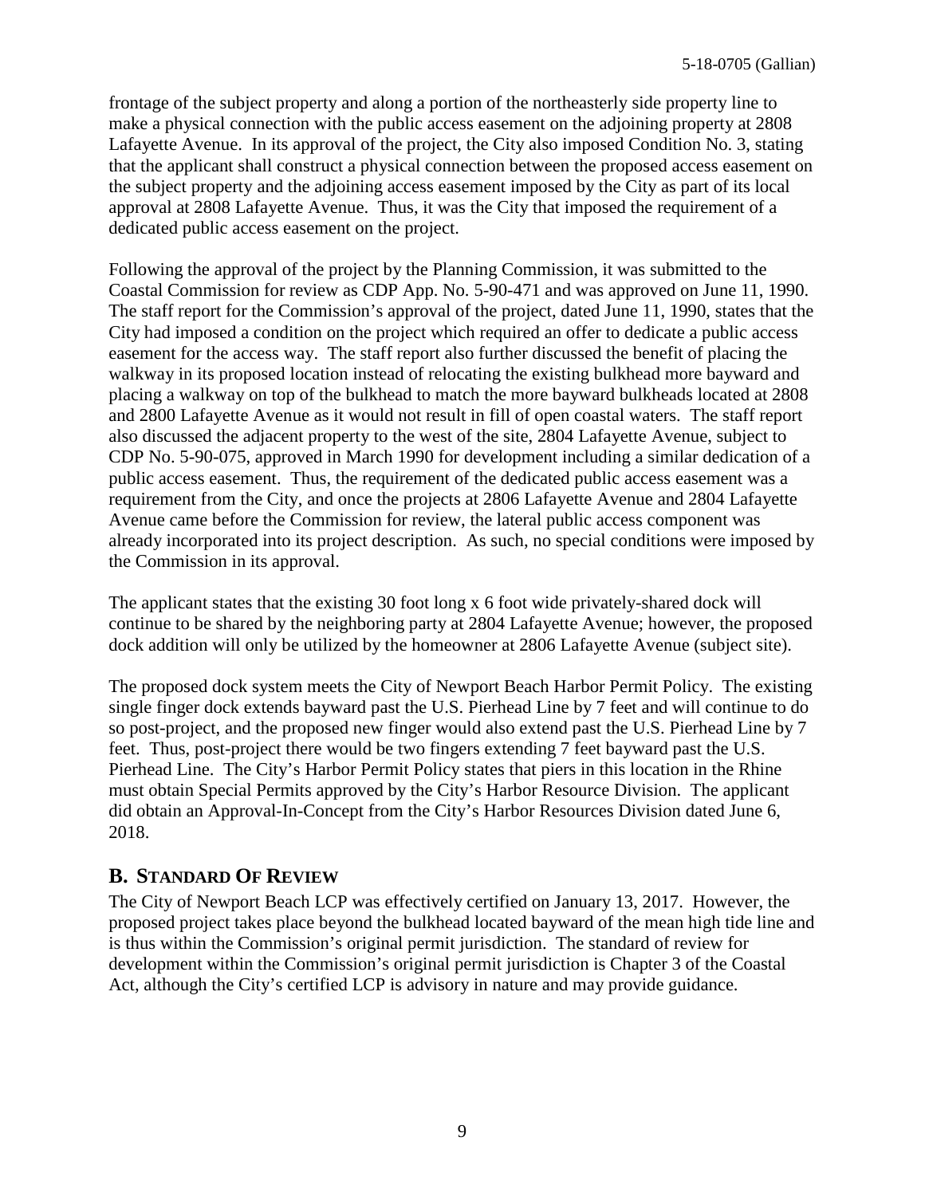frontage of the subject property and along a portion of the northeasterly side property line to make a physical connection with the public access easement on the adjoining property at 2808 Lafayette Avenue. In its approval of the project, the City also imposed Condition No. 3, stating that the applicant shall construct a physical connection between the proposed access easement on the subject property and the adjoining access easement imposed by the City as part of its local approval at 2808 Lafayette Avenue. Thus, it was the City that imposed the requirement of a dedicated public access easement on the project.

Following the approval of the project by the Planning Commission, it was submitted to the Coastal Commission for review as CDP App. No. 5-90-471 and was approved on June 11, 1990. The staff report for the Commission's approval of the project, dated June 11, 1990, states that the City had imposed a condition on the project which required an offer to dedicate a public access easement for the access way. The staff report also further discussed the benefit of placing the walkway in its proposed location instead of relocating the existing bulkhead more bayward and placing a walkway on top of the bulkhead to match the more bayward bulkheads located at 2808 and 2800 Lafayette Avenue as it would not result in fill of open coastal waters. The staff report also discussed the adjacent property to the west of the site, 2804 Lafayette Avenue, subject to CDP No. 5-90-075, approved in March 1990 for development including a similar dedication of a public access easement. Thus, the requirement of the dedicated public access easement was a requirement from the City, and once the projects at 2806 Lafayette Avenue and 2804 Lafayette Avenue came before the Commission for review, the lateral public access component was already incorporated into its project description. As such, no special conditions were imposed by the Commission in its approval.

The applicant states that the existing 30 foot long x 6 foot wide privately-shared dock will continue to be shared by the neighboring party at 2804 Lafayette Avenue; however, the proposed dock addition will only be utilized by the homeowner at 2806 Lafayette Avenue (subject site).

The proposed dock system meets the City of Newport Beach Harbor Permit Policy. The existing single finger dock extends bayward past the U.S. Pierhead Line by 7 feet and will continue to do so post-project, and the proposed new finger would also extend past the U.S. Pierhead Line by 7 feet. Thus, post-project there would be two fingers extending 7 feet bayward past the U.S. Pierhead Line. The City's Harbor Permit Policy states that piers in this location in the Rhine must obtain Special Permits approved by the City's Harbor Resource Division. The applicant did obtain an Approval-In-Concept from the City's Harbor Resources Division dated June 6, 2018.

## B. STANDARD OF REVIEW

The City of Newport Beach LCP was effectively certified on January 13, 2017. However, the proposed project takes place beyond the bulkhead located bayward of the mean high tide line and is thus within the Commission's original permit jurisdiction. The standard of review for development within the Commission's original permit jurisdiction is Chapter 3 of the Coastal Act, although the City's certified LCP is advisory in nature and may provide guidance.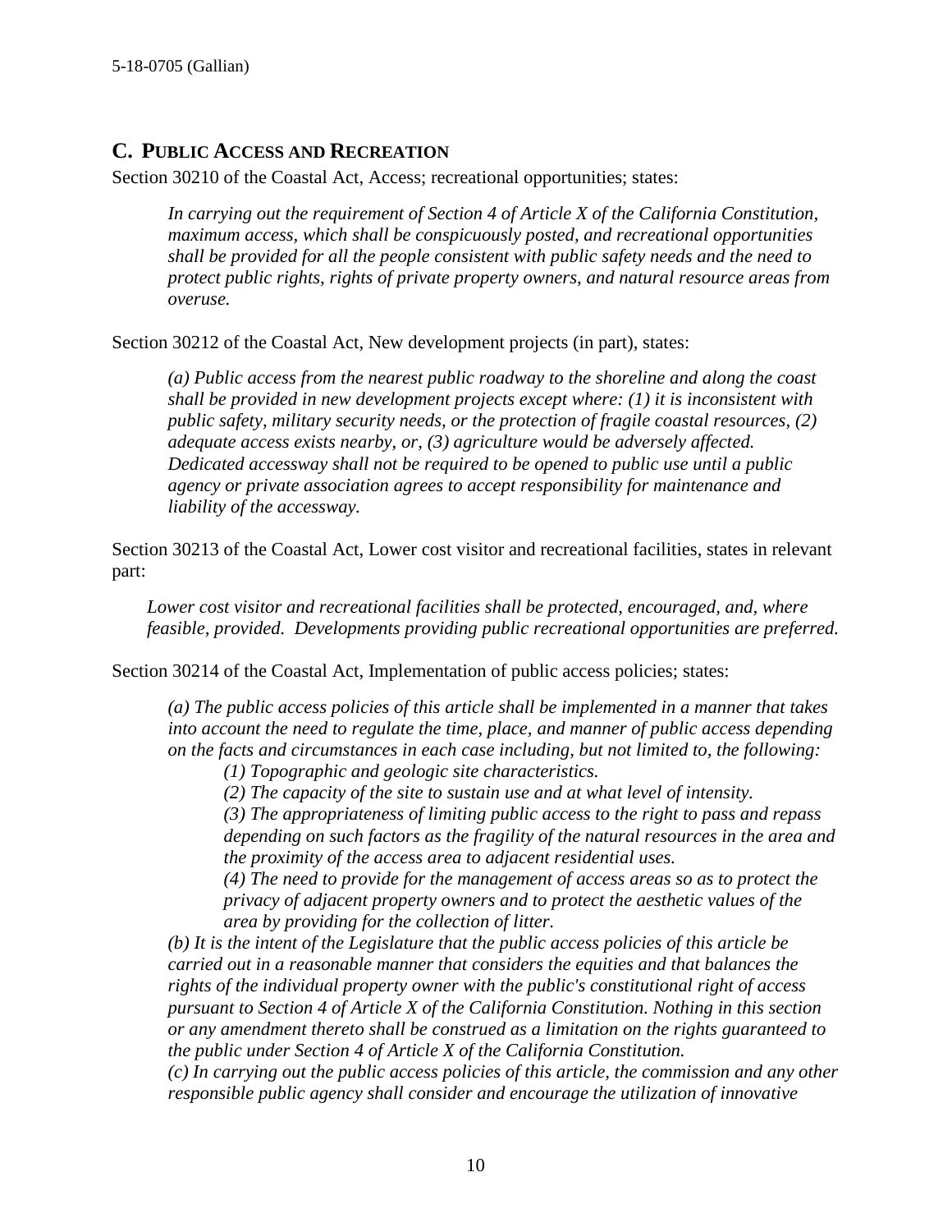## C. PUBLIC ACCESS AND RECREATION

Section 30210 of the Coastal Act, Access; recreational opportunities; states:

> *In carrying out the requirement of Section 4 of Article X of the California Constitution, maximum access, which shall be conspicuously posted, and recreational opportunities shall be provided for all the people consistent with public safety needs and the need to protect public rights, rights of private property owners, and natural resource areas from overuse.*

Section 30212 of the Coastal Act, New development projects (in part), states:

> *(a) Public access from the nearest public roadway to the shoreline and along the coast shall be provided in new development projects except where: (1) it is inconsistent with public safety, military security needs, or the protection of fragile coastal resources, (2) adequate access exists nearby, or, (3) agriculture would be adversely affected. Dedicated accessway shall not be required to be opened to public use until a public agency or private association agrees to accept responsibility for maintenance and liability of the accessway.*

Section 30213 of the Coastal Act, Lower cost visitor and recreational facilities, states in relevant part:

> *Lower cost visitor and recreational facilities shall be protected, encouraged, and, where feasible, provided. Developments providing public recreational opportunities are preferred.*

Section 30214 of the Coastal Act, Implementation of public access policies; states:

> *(a) The public access policies of this article shall be implemented in a manner that takes into account the need to regulate the time, place, and manner of public access depending on the facts and circumstances in each case including, but not limited to, the following:*
>
> > *(1) Topographic and geologic site characteristics.*
> >
> > *(2) The capacity of the site to sustain use and at what level of intensity.*
> >
> > *(3) The appropriateness of limiting public access to the right to pass and repass depending on such factors as the fragility of the natural resources in the area and the proximity of the access area to adjacent residential uses.*
> >
> > *(4) The need to provide for the management of access areas so as to protect the privacy of adjacent property owners and to protect the aesthetic values of the area by providing for the collection of litter.*
>
> *(b) It is the intent of the Legislature that the public access policies of this article be carried out in a reasonable manner that considers the equities and that balances the rights of the individual property owner with the public's constitutional right of access pursuant to Section 4 of Article X of the California Constitution. Nothing in this section or any amendment thereto shall be construed as a limitation on the rights guaranteed to the public under Section 4 of Article X of the California Constitution.*
>
> *(c) In carrying out the public access policies of this article, the commission and any other responsible public agency shall consider and encourage the utilization of innovative*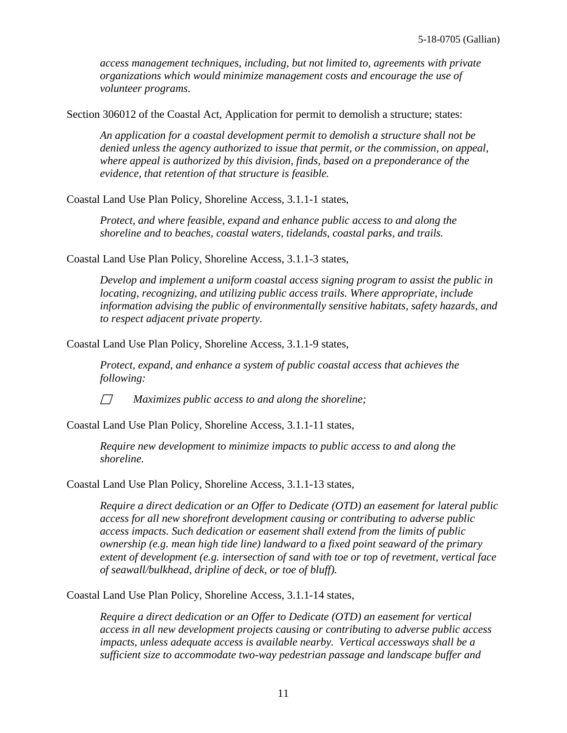*access management techniques, including, but not limited to, agreements with private organizations which would minimize management costs and encourage the use of volunteer programs.*

Section 306012 of the Coastal Act, Application for permit to demolish a structure; states:

> *An application for a coastal development permit to demolish a structure shall not be denied unless the agency authorized to issue that permit, or the commission, on appeal, where appeal is authorized by this division, finds, based on a preponderance of the evidence, that retention of that structure is feasible.*

Coastal Land Use Plan Policy, Shoreline Access, 3.1.1-1 states,

> *Protect, and where feasible, expand and enhance public access to and along the shoreline and to beaches, coastal waters, tidelands, coastal parks, and trails.*

Coastal Land Use Plan Policy, Shoreline Access, 3.1.1-3 states,

> *Develop and implement a uniform coastal access signing program to assist the public in locating, recognizing, and utilizing public access trails. Where appropriate, include information advising the public of environmentally sensitive habitats, safety hazards, and to respect adjacent private property.*

Coastal Land Use Plan Policy, Shoreline Access, 3.1.1-9 states,

> *Protect, expand, and enhance a system of public coastal access that achieves the following:*
>
> - *Maximizes public access to and along the shoreline;*

Coastal Land Use Plan Policy, Shoreline Access, 3.1.1-11 states,

> *Require new development to minimize impacts to public access to and along the shoreline.*

Coastal Land Use Plan Policy, Shoreline Access, 3.1.1-13 states,

> *Require a direct dedication or an Offer to Dedicate (OTD) an easement for lateral public access for all new shorefront development causing or contributing to adverse public access impacts. Such dedication or easement shall extend from the limits of public ownership (e.g. mean high tide line) landward to a fixed point seaward of the primary extent of development (e.g. intersection of sand with toe or top of revetment, vertical face of seawall/bulkhead, dripline of deck, or toe of bluff).*

Coastal Land Use Plan Policy, Shoreline Access, 3.1.1-14 states,

> *Require a direct dedication or an Offer to Dedicate (OTD) an easement for vertical access in all new development projects causing or contributing to adverse public access impacts, unless adequate access is available nearby. Vertical accessways shall be a sufficient size to accommodate two-way pedestrian passage and landscape buffer and*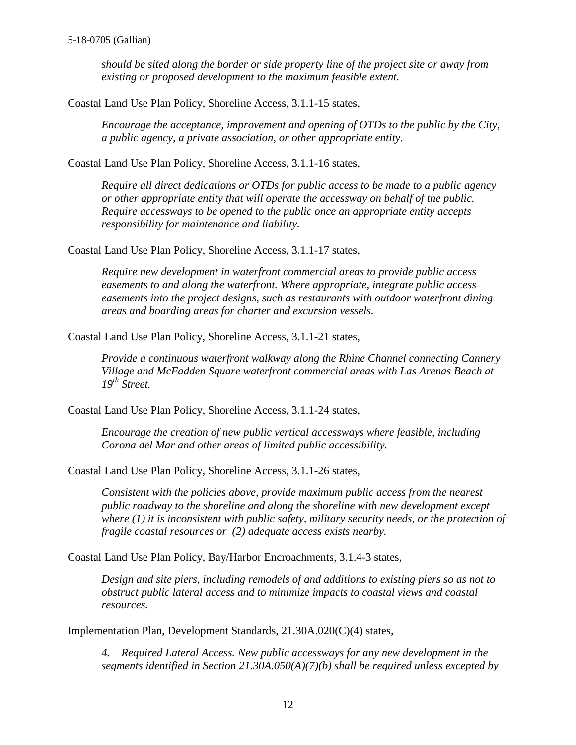*should be sited along the border or side property line of the project site or away from existing or proposed development to the maximum feasible extent.*

Coastal Land Use Plan Policy, Shoreline Access, 3.1.1-15 states,

> *Encourage the acceptance, improvement and opening of OTDs to the public by the City, a public agency, a private association, or other appropriate entity.*

Coastal Land Use Plan Policy, Shoreline Access, 3.1.1-16 states,

> *Require all direct dedications or OTDs for public access to be made to a public agency or other appropriate entity that will operate the accessway on behalf of the public. Require accessways to be opened to the public once an appropriate entity accepts responsibility for maintenance and liability.*

Coastal Land Use Plan Policy, Shoreline Access, 3.1.1-17 states,

> *Require new development in waterfront commercial areas to provide public access easements to and along the waterfront. Where appropriate, integrate public access easements into the project designs, such as restaurants with outdoor waterfront dining areas and boarding areas for charter and excursion vessels.*

Coastal Land Use Plan Policy, Shoreline Access, 3.1.1-21 states,

> *Provide a continuous waterfront walkway along the Rhine Channel connecting Cannery Village and McFadden Square waterfront commercial areas with Las Arenas Beach at 19th Street.*

Coastal Land Use Plan Policy, Shoreline Access, 3.1.1-24 states,

> *Encourage the creation of new public vertical accessways where feasible, including Corona del Mar and other areas of limited public accessibility.*

Coastal Land Use Plan Policy, Shoreline Access, 3.1.1-26 states,

> *Consistent with the policies above, provide maximum public access from the nearest public roadway to the shoreline and along the shoreline with new development except where (1) it is inconsistent with public safety, military security needs, or the protection of fragile coastal resources or (2) adequate access exists nearby.*

Coastal Land Use Plan Policy, Bay/Harbor Encroachments, 3.1.4-3 states,

> *Design and site piers, including remodels of and additions to existing piers so as not to obstruct public lateral access and to minimize impacts to coastal views and coastal resources.*

Implementation Plan, Development Standards, 21.30A.020(C)(4) states,

> *4. Required Lateral Access. New public accessways for any new development in the segments identified in Section 21.30A.050(A)(7)(b) shall be required unless excepted by*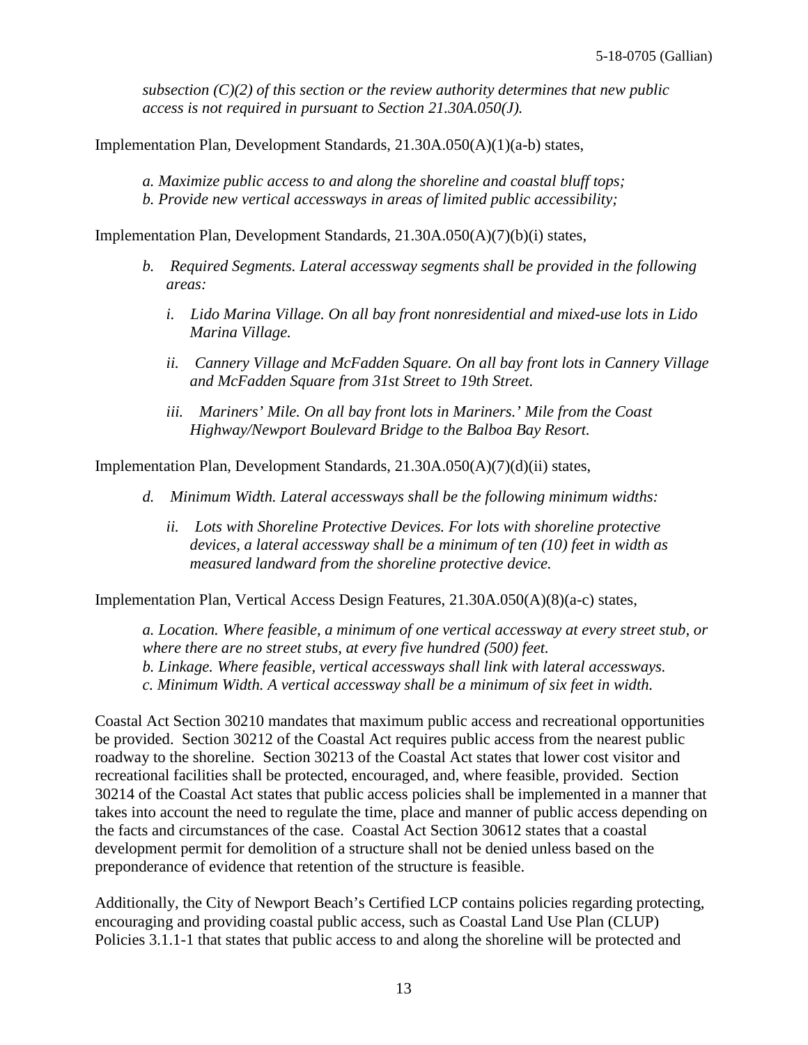*subsection (C)(2) of this section or the review authority determines that new public access is not required in pursuant to Section 21.30A.050(J).*

Implementation Plan, Development Standards, 21.30A.050(A)(1)(a-b) states,

*a. Maximize public access to and along the shoreline and coastal bluff tops;*
*b. Provide new vertical accessways in areas of limited public accessibility;*

Implementation Plan, Development Standards, 21.30A.050(A)(7)(b)(i) states,

*b. Required Segments. Lateral accessway segments shall be provided in the following areas:*

*i. Lido Marina Village. On all bay front nonresidential and mixed-use lots in Lido Marina Village.*

*ii. Cannery Village and McFadden Square. On all bay front lots in Cannery Village and McFadden Square from 31st Street to 19th Street.*

*iii. Mariners' Mile. On all bay front lots in Mariners.' Mile from the Coast Highway/Newport Boulevard Bridge to the Balboa Bay Resort.*

Implementation Plan, Development Standards, 21.30A.050(A)(7)(d)(ii) states,

*d. Minimum Width. Lateral accessways shall be the following minimum widths:*

*ii. Lots with Shoreline Protective Devices. For lots with shoreline protective devices, a lateral accessway shall be a minimum of ten (10) feet in width as measured landward from the shoreline protective device.*

Implementation Plan, Vertical Access Design Features, 21.30A.050(A)(8)(a-c) states,

*a. Location. Where feasible, a minimum of one vertical accessway at every street stub, or where there are no street stubs, at every five hundred (500) feet.*
*b. Linkage. Where feasible, vertical accessways shall link with lateral accessways.*
*c. Minimum Width. A vertical accessway shall be a minimum of six feet in width.*

Coastal Act Section 30210 mandates that maximum public access and recreational opportunities be provided. Section 30212 of the Coastal Act requires public access from the nearest public roadway to the shoreline. Section 30213 of the Coastal Act states that lower cost visitor and recreational facilities shall be protected, encouraged, and, where feasible, provided. Section 30214 of the Coastal Act states that public access policies shall be implemented in a manner that takes into account the need to regulate the time, place and manner of public access depending on the facts and circumstances of the case. Coastal Act Section 30612 states that a coastal development permit for demolition of a structure shall not be denied unless based on the preponderance of evidence that retention of the structure is feasible.

Additionally, the City of Newport Beach's Certified LCP contains policies regarding protecting, encouraging and providing coastal public access, such as Coastal Land Use Plan (CLUP) Policies 3.1.1-1 that states that public access to and along the shoreline will be protected and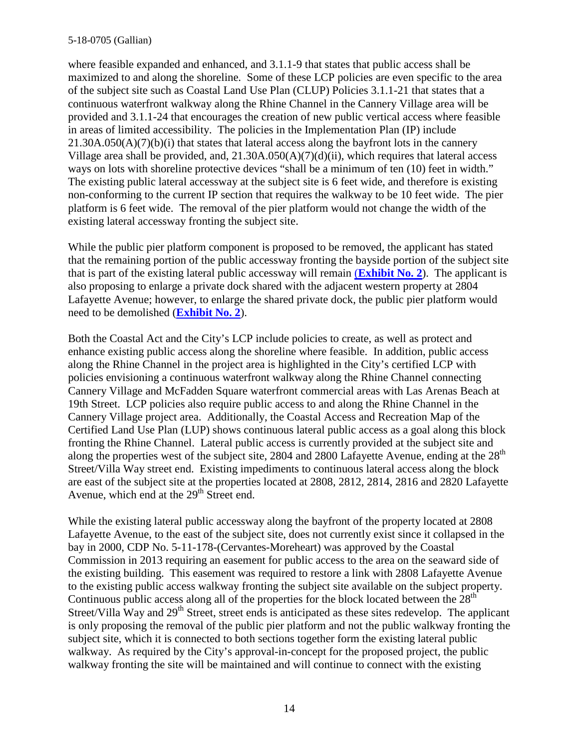where feasible expanded and enhanced, and 3.1.1-9 that states that public access shall be maximized to and along the shoreline. Some of these LCP policies are even specific to the area of the subject site such as Coastal Land Use Plan (CLUP) Policies 3.1.1-21 that states that a continuous waterfront walkway along the Rhine Channel in the Cannery Village area will be provided and 3.1.1-24 that encourages the creation of new public vertical access where feasible in areas of limited accessibility. The policies in the Implementation Plan (IP) include 21.30A.050(A)(7)(b)(i) that states that lateral access along the bayfront lots in the cannery Village area shall be provided, and, 21.30A.050(A)(7)(d)(ii), which requires that lateral access ways on lots with shoreline protective devices "shall be a minimum of ten (10) feet in width." The existing public lateral accessway at the subject site is 6 feet wide, and therefore is existing non-conforming to the current IP section that requires the walkway to be 10 feet wide. The pier platform is 6 feet wide. The removal of the pier platform would not change the width of the existing lateral accessway fronting the subject site.

While the public pier platform component is proposed to be removed, the applicant has stated that the remaining portion of the public accessway fronting the bayside portion of the subject site that is part of the existing lateral public accessway will remain **(Exhibit No. 2)**. The applicant is also proposing to enlarge a private dock shared with the adjacent western property at 2804 Lafayette Avenue; however, to enlarge the shared private dock, the public pier platform would need to be demolished (**Exhibit No. 2**).

Both the Coastal Act and the City's LCP include policies to create, as well as protect and enhance existing public access along the shoreline where feasible. In addition, public access along the Rhine Channel in the project area is highlighted in the City's certified LCP with policies envisioning a continuous waterfront walkway along the Rhine Channel connecting Cannery Village and McFadden Square waterfront commercial areas with Las Arenas Beach at 19th Street. LCP policies also require public access to and along the Rhine Channel in the Cannery Village project area. Additionally, the Coastal Access and Recreation Map of the Certified Land Use Plan (LUP) shows continuous lateral public access as a goal along this block fronting the Rhine Channel. Lateral public access is currently provided at the subject site and along the properties west of the subject site, 2804 and 2800 Lafayette Avenue, ending at the 28th Street/Villa Way street end. Existing impediments to continuous lateral access along the block are east of the subject site at the properties located at 2808, 2812, 2814, 2816 and 2820 Lafayette Avenue, which end at the 29th Street end.

While the existing lateral public accessway along the bayfront of the property located at 2808 Lafayette Avenue, to the east of the subject site, does not currently exist since it collapsed in the bay in 2000, CDP No. 5-11-178-(Cervantes-Moreheart) was approved by the Coastal Commission in 2013 requiring an easement for public access to the area on the seaward side of the existing building. This easement was required to restore a link with 2808 Lafayette Avenue to the existing public access walkway fronting the subject site available on the subject property. Continuous public access along all of the properties for the block located between the 28th Street/Villa Way and 29th Street, street ends is anticipated as these sites redevelop. The applicant is only proposing the removal of the public pier platform and not the public walkway fronting the subject site, which it is connected to both sections together form the existing lateral public walkway. As required by the City's approval-in-concept for the proposed project, the public walkway fronting the site will be maintained and will continue to connect with the existing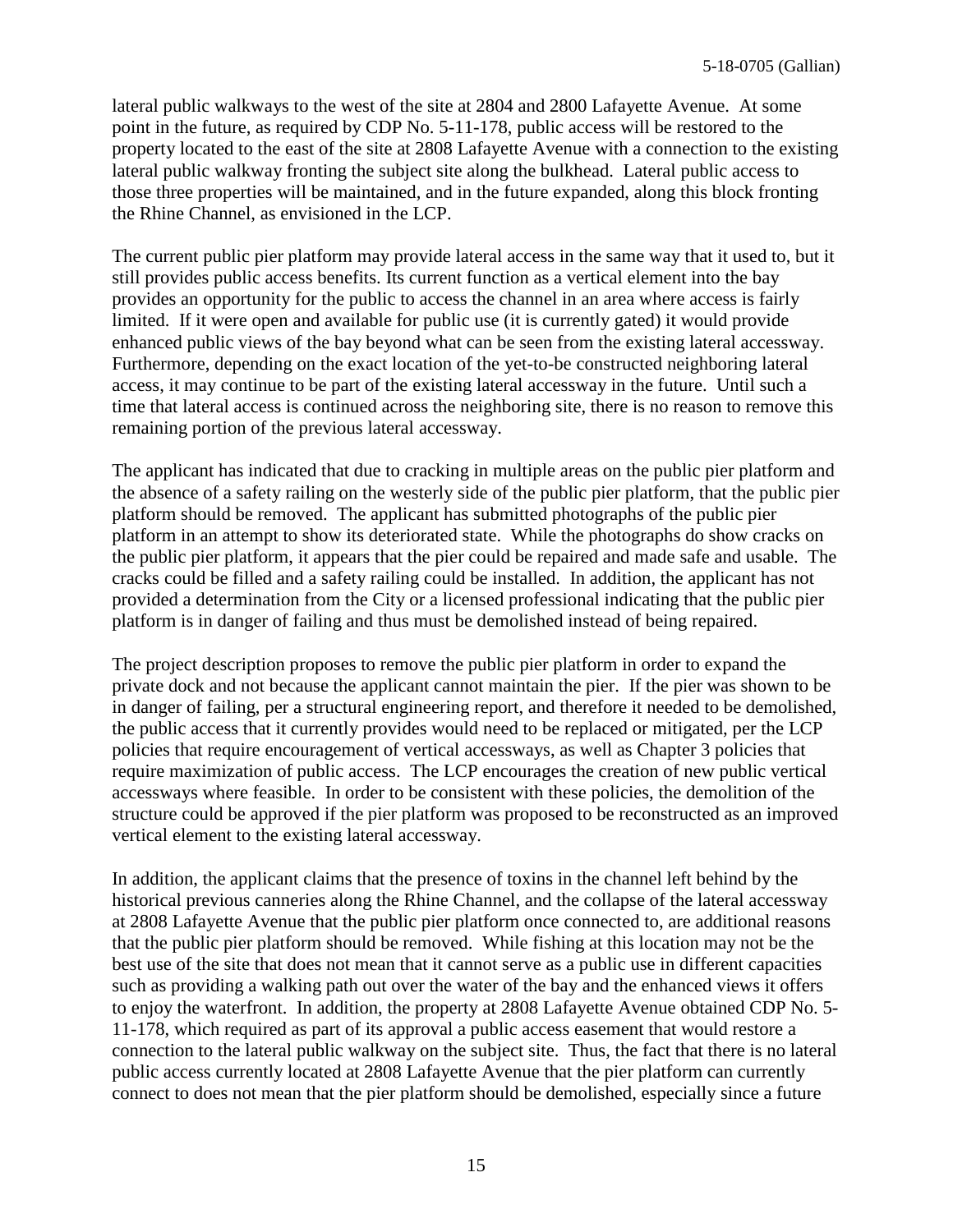lateral public walkways to the west of the site at 2804 and 2800 Lafayette Avenue. At some point in the future, as required by CDP No. 5-11-178, public access will be restored to the property located to the east of the site at 2808 Lafayette Avenue with a connection to the existing lateral public walkway fronting the subject site along the bulkhead. Lateral public access to those three properties will be maintained, and in the future expanded, along this block fronting the Rhine Channel, as envisioned in the LCP.

The current public pier platform may provide lateral access in the same way that it used to, but it still provides public access benefits. Its current function as a vertical element into the bay provides an opportunity for the public to access the channel in an area where access is fairly limited. If it were open and available for public use (it is currently gated) it would provide enhanced public views of the bay beyond what can be seen from the existing lateral accessway. Furthermore, depending on the exact location of the yet-to-be constructed neighboring lateral access, it may continue to be part of the existing lateral accessway in the future. Until such a time that lateral access is continued across the neighboring site, there is no reason to remove this remaining portion of the previous lateral accessway.

The applicant has indicated that due to cracking in multiple areas on the public pier platform and the absence of a safety railing on the westerly side of the public pier platform, that the public pier platform should be removed. The applicant has submitted photographs of the public pier platform in an attempt to show its deteriorated state. While the photographs do show cracks on the public pier platform, it appears that the pier could be repaired and made safe and usable. The cracks could be filled and a safety railing could be installed. In addition, the applicant has not provided a determination from the City or a licensed professional indicating that the public pier platform is in danger of failing and thus must be demolished instead of being repaired.

The project description proposes to remove the public pier platform in order to expand the private dock and not because the applicant cannot maintain the pier. If the pier was shown to be in danger of failing, per a structural engineering report, and therefore it needed to be demolished, the public access that it currently provides would need to be replaced or mitigated, per the LCP policies that require encouragement of vertical accessways, as well as Chapter 3 policies that require maximization of public access. The LCP encourages the creation of new public vertical accessways where feasible. In order to be consistent with these policies, the demolition of the structure could be approved if the pier platform was proposed to be reconstructed as an improved vertical element to the existing lateral accessway.

In addition, the applicant claims that the presence of toxins in the channel left behind by the historical previous canneries along the Rhine Channel, and the collapse of the lateral accessway at 2808 Lafayette Avenue that the public pier platform once connected to, are additional reasons that the public pier platform should be removed. While fishing at this location may not be the best use of the site that does not mean that it cannot serve as a public use in different capacities such as providing a walking path out over the water of the bay and the enhanced views it offers to enjoy the waterfront. In addition, the property at 2808 Lafayette Avenue obtained CDP No. 5-11-178, which required as part of its approval a public access easement that would restore a connection to the lateral public walkway on the subject site. Thus, the fact that there is no lateral public access currently located at 2808 Lafayette Avenue that the pier platform can currently connect to does not mean that the pier platform should be demolished, especially since a future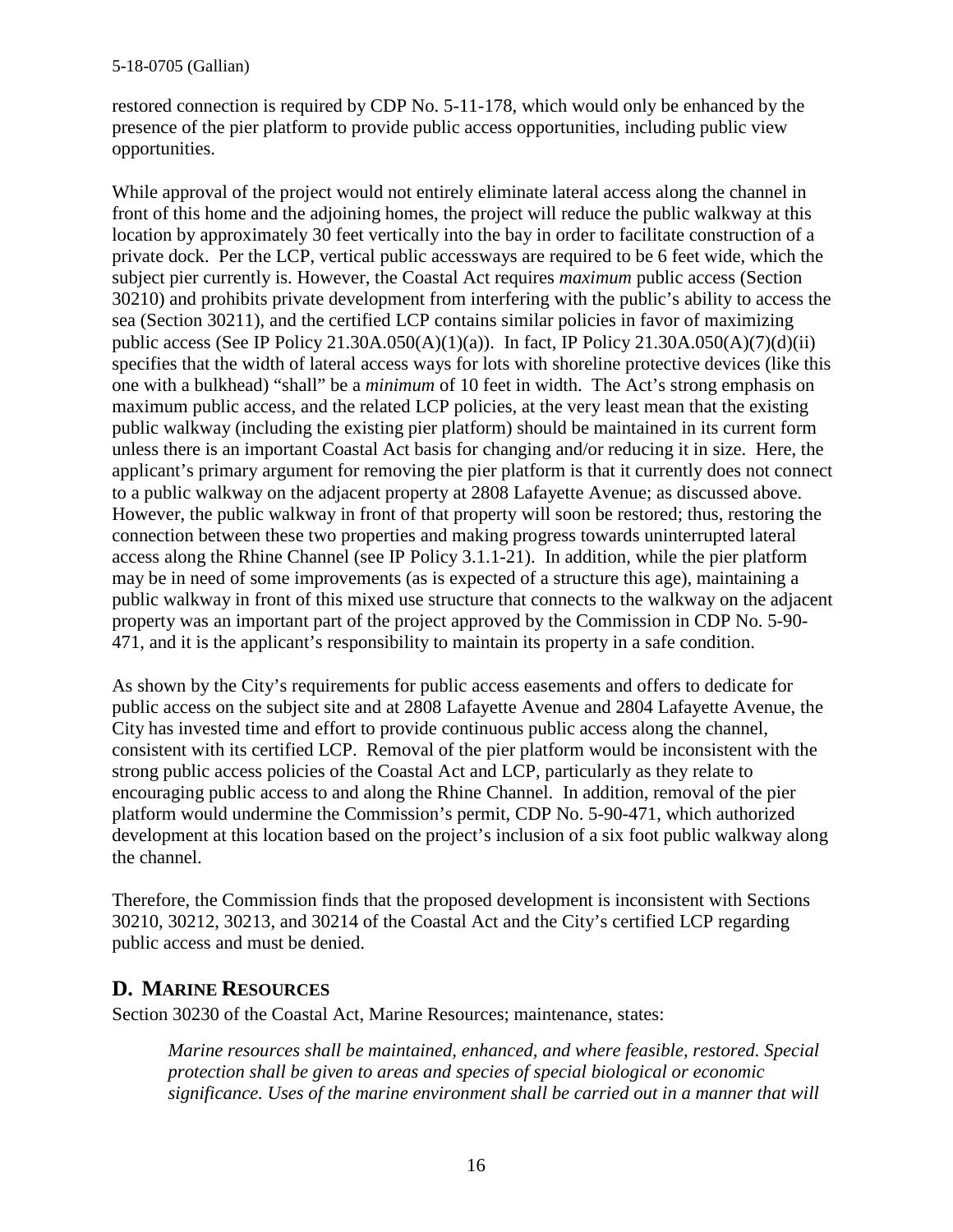restored connection is required by CDP No. 5-11-178, which would only be enhanced by the presence of the pier platform to provide public access opportunities, including public view opportunities.

While approval of the project would not entirely eliminate lateral access along the channel in front of this home and the adjoining homes, the project will reduce the public walkway at this location by approximately 30 feet vertically into the bay in order to facilitate construction of a private dock. Per the LCP, vertical public accessways are required to be 6 feet wide, which the subject pier currently is. However, the Coastal Act requires *maximum* public access (Section 30210) and prohibits private development from interfering with the public's ability to access the sea (Section 30211), and the certified LCP contains similar policies in favor of maximizing public access (See IP Policy 21.30A.050(A)(1)(a)). In fact, IP Policy 21.30A.050(A)(7)(d)(ii) specifies that the width of lateral access ways for lots with shoreline protective devices (like this one with a bulkhead) "shall" be a *minimum* of 10 feet in width. The Act's strong emphasis on maximum public access, and the related LCP policies, at the very least mean that the existing public walkway (including the existing pier platform) should be maintained in its current form unless there is an important Coastal Act basis for changing and/or reducing it in size. Here, the applicant's primary argument for removing the pier platform is that it currently does not connect to a public walkway on the adjacent property at 2808 Lafayette Avenue; as discussed above. However, the public walkway in front of that property will soon be restored; thus, restoring the connection between these two properties and making progress towards uninterrupted lateral access along the Rhine Channel (see IP Policy 3.1.1-21). In addition, while the pier platform may be in need of some improvements (as is expected of a structure this age), maintaining a public walkway in front of this mixed use structure that connects to the walkway on the adjacent property was an important part of the project approved by the Commission in CDP No. 5-90-471, and it is the applicant's responsibility to maintain its property in a safe condition.

As shown by the City's requirements for public access easements and offers to dedicate for public access on the subject site and at 2808 Lafayette Avenue and 2804 Lafayette Avenue, the City has invested time and effort to provide continuous public access along the channel, consistent with its certified LCP. Removal of the pier platform would be inconsistent with the strong public access policies of the Coastal Act and LCP, particularly as they relate to encouraging public access to and along the Rhine Channel. In addition, removal of the pier platform would undermine the Commission's permit, CDP No. 5-90-471, which authorized development at this location based on the project's inclusion of a six foot public walkway along the channel.

Therefore, the Commission finds that the proposed development is inconsistent with Sections 30210, 30212, 30213, and 30214 of the Coastal Act and the City's certified LCP regarding public access and must be denied.

## D. MARINE RESOURCES

Section 30230 of the Coastal Act, Marine Resources; maintenance, states:

> *Marine resources shall be maintained, enhanced, and where feasible, restored. Special protection shall be given to areas and species of special biological or economic significance. Uses of the marine environment shall be carried out in a manner that will*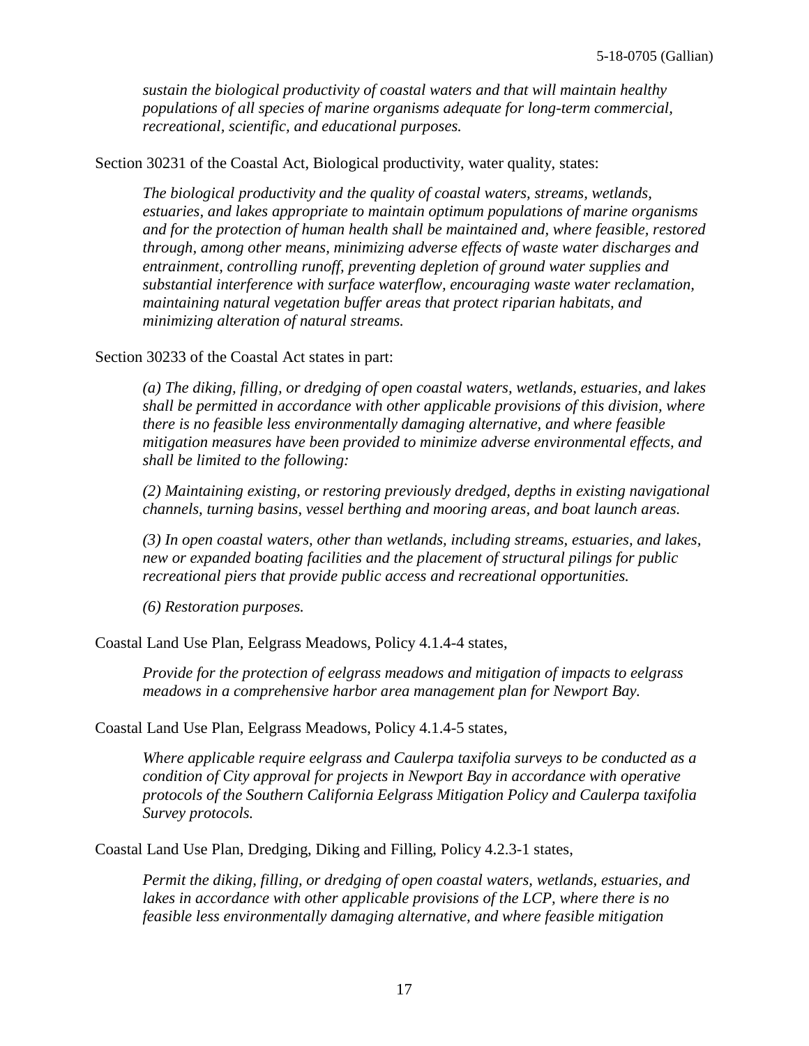*sustain the biological productivity of coastal waters and that will maintain healthy populations of all species of marine organisms adequate for long-term commercial, recreational, scientific, and educational purposes.*

Section 30231 of the Coastal Act, Biological productivity, water quality, states:

> *The biological productivity and the quality of coastal waters, streams, wetlands, estuaries, and lakes appropriate to maintain optimum populations of marine organisms and for the protection of human health shall be maintained and, where feasible, restored through, among other means, minimizing adverse effects of waste water discharges and entrainment, controlling runoff, preventing depletion of ground water supplies and substantial interference with surface waterflow, encouraging waste water reclamation, maintaining natural vegetation buffer areas that protect riparian habitats, and minimizing alteration of natural streams.*

Section 30233 of the Coastal Act states in part:

> *(a) The diking, filling, or dredging of open coastal waters, wetlands, estuaries, and lakes shall be permitted in accordance with other applicable provisions of this division, where there is no feasible less environmentally damaging alternative, and where feasible mitigation measures have been provided to minimize adverse environmental effects, and shall be limited to the following:*
>
> *(2) Maintaining existing, or restoring previously dredged, depths in existing navigational channels, turning basins, vessel berthing and mooring areas, and boat launch areas.*
>
> *(3) In open coastal waters, other than wetlands, including streams, estuaries, and lakes, new or expanded boating facilities and the placement of structural pilings for public recreational piers that provide public access and recreational opportunities.*
>
> *(6) Restoration purposes.*

Coastal Land Use Plan, Eelgrass Meadows, Policy 4.1.4-4 states,

> *Provide for the protection of eelgrass meadows and mitigation of impacts to eelgrass meadows in a comprehensive harbor area management plan for Newport Bay.*

Coastal Land Use Plan, Eelgrass Meadows, Policy 4.1.4-5 states,

> *Where applicable require eelgrass and Caulerpa taxifolia surveys to be conducted as a condition of City approval for projects in Newport Bay in accordance with operative protocols of the Southern California Eelgrass Mitigation Policy and Caulerpa taxifolia Survey protocols.*

Coastal Land Use Plan, Dredging, Diking and Filling, Policy 4.2.3-1 states,

> *Permit the diking, filling, or dredging of open coastal waters, wetlands, estuaries, and lakes in accordance with other applicable provisions of the LCP, where there is no feasible less environmentally damaging alternative, and where feasible mitigation*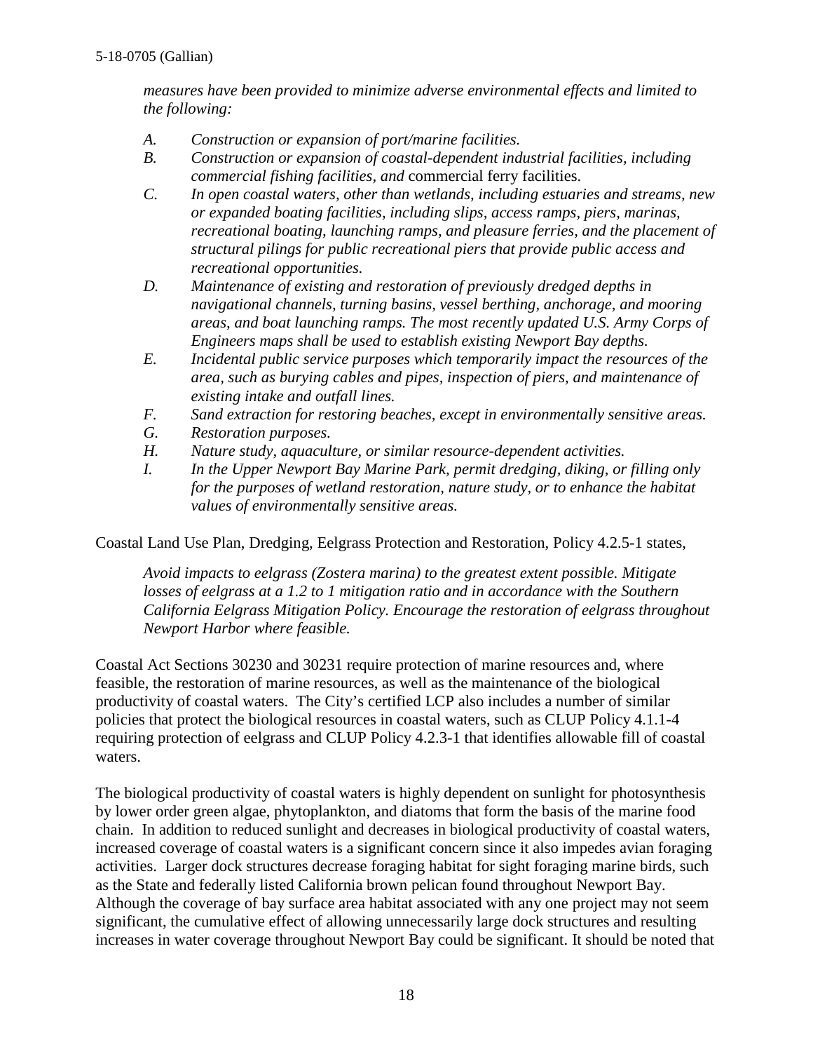*measures have been provided to minimize adverse environmental effects and limited to the following:*

*A. Construction or expansion of port/marine facilities.*

*B. Construction or expansion of coastal-dependent industrial facilities, including commercial fishing facilities, and* commercial ferry facilities.

*C. In open coastal waters, other than wetlands, including estuaries and streams, new or expanded boating facilities, including slips, access ramps, piers, marinas, recreational boating, launching ramps, and pleasure ferries, and the placement of structural pilings for public recreational piers that provide public access and recreational opportunities.*

*D. Maintenance of existing and restoration of previously dredged depths in navigational channels, turning basins, vessel berthing, anchorage, and mooring areas, and boat launching ramps. The most recently updated U.S. Army Corps of Engineers maps shall be used to establish existing Newport Bay depths.*

*E. Incidental public service purposes which temporarily impact the resources of the area, such as burying cables and pipes, inspection of piers, and maintenance of existing intake and outfall lines.*

*F. Sand extraction for restoring beaches, except in environmentally sensitive areas.*

*G. Restoration purposes.*

*H. Nature study, aquaculture, or similar resource-dependent activities.*

*I. In the Upper Newport Bay Marine Park, permit dredging, diking, or filling only for the purposes of wetland restoration, nature study, or to enhance the habitat values of environmentally sensitive areas.*

Coastal Land Use Plan, Dredging, Eelgrass Protection and Restoration, Policy 4.2.5-1 states,

*Avoid impacts to eelgrass (Zostera marina) to the greatest extent possible. Mitigate losses of eelgrass at a 1.2 to 1 mitigation ratio and in accordance with the Southern California Eelgrass Mitigation Policy. Encourage the restoration of eelgrass throughout Newport Harbor where feasible.*

Coastal Act Sections 30230 and 30231 require protection of marine resources and, where feasible, the restoration of marine resources, as well as the maintenance of the biological productivity of coastal waters. The City's certified LCP also includes a number of similar policies that protect the biological resources in coastal waters, such as CLUP Policy 4.1.1-4 requiring protection of eelgrass and CLUP Policy 4.2.3-1 that identifies allowable fill of coastal waters.

The biological productivity of coastal waters is highly dependent on sunlight for photosynthesis by lower order green algae, phytoplankton, and diatoms that form the basis of the marine food chain. In addition to reduced sunlight and decreases in biological productivity of coastal waters, increased coverage of coastal waters is a significant concern since it also impedes avian foraging activities. Larger dock structures decrease foraging habitat for sight foraging marine birds, such as the State and federally listed California brown pelican found throughout Newport Bay. Although the coverage of bay surface area habitat associated with any one project may not seem significant, the cumulative effect of allowing unnecessarily large dock structures and resulting increases in water coverage throughout Newport Bay could be significant. It should be noted that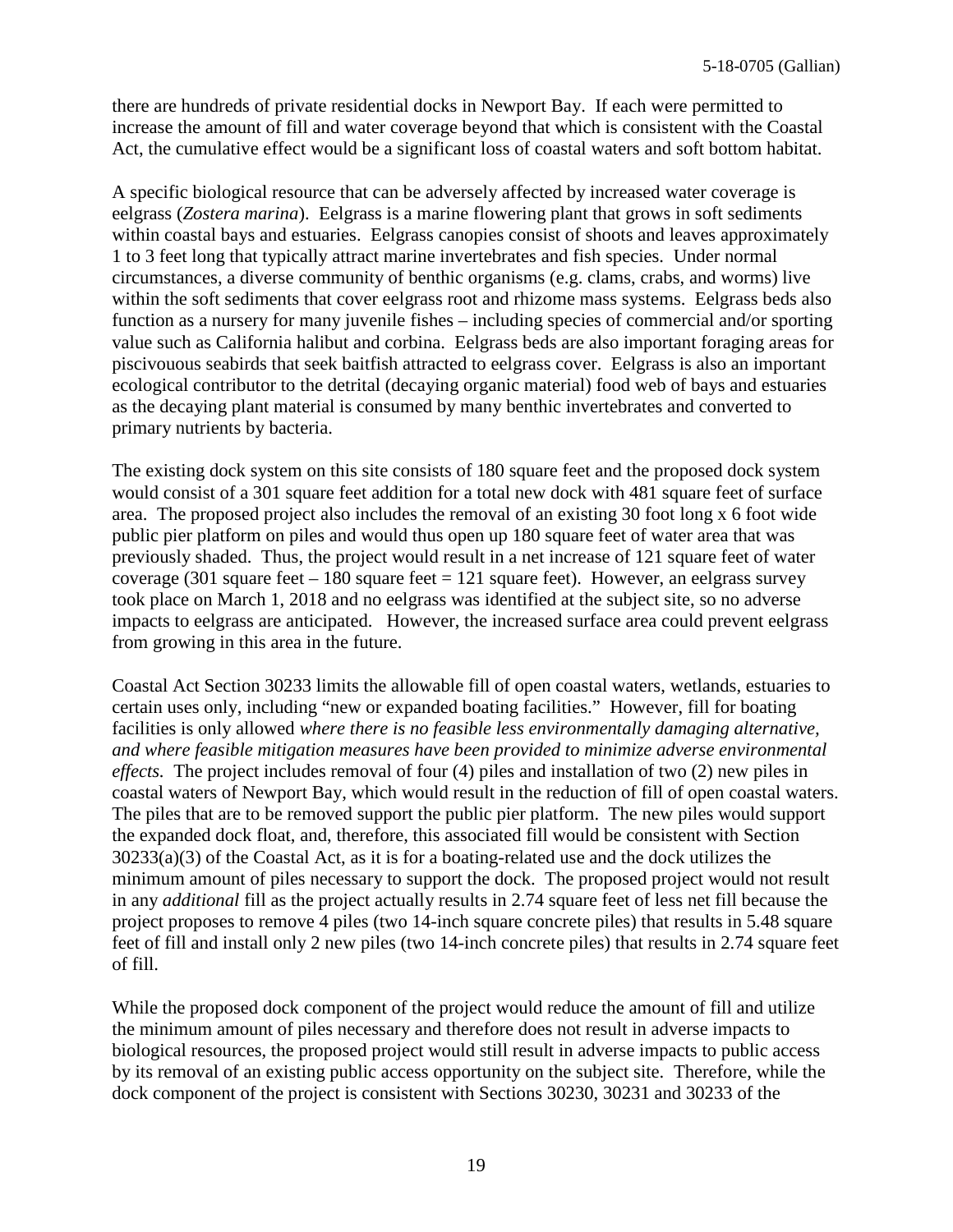there are hundreds of private residential docks in Newport Bay. If each were permitted to increase the amount of fill and water coverage beyond that which is consistent with the Coastal Act, the cumulative effect would be a significant loss of coastal waters and soft bottom habitat.

A specific biological resource that can be adversely affected by increased water coverage is eelgrass (*Zostera marina*). Eelgrass is a marine flowering plant that grows in soft sediments within coastal bays and estuaries. Eelgrass canopies consist of shoots and leaves approximately 1 to 3 feet long that typically attract marine invertebrates and fish species. Under normal circumstances, a diverse community of benthic organisms (e.g. clams, crabs, and worms) live within the soft sediments that cover eelgrass root and rhizome mass systems. Eelgrass beds also function as a nursery for many juvenile fishes – including species of commercial and/or sporting value such as California halibut and corbina. Eelgrass beds are also important foraging areas for piscivouous seabirds that seek baitfish attracted to eelgrass cover. Eelgrass is also an important ecological contributor to the detrital (decaying organic material) food web of bays and estuaries as the decaying plant material is consumed by many benthic invertebrates and converted to primary nutrients by bacteria.

The existing dock system on this site consists of 180 square feet and the proposed dock system would consist of a 301 square feet addition for a total new dock with 481 square feet of surface area. The proposed project also includes the removal of an existing 30 foot long x 6 foot wide public pier platform on piles and would thus open up 180 square feet of water area that was previously shaded. Thus, the project would result in a net increase of 121 square feet of water coverage (301 square feet – 180 square feet = 121 square feet). However, an eelgrass survey took place on March 1, 2018 and no eelgrass was identified at the subject site, so no adverse impacts to eelgrass are anticipated. However, the increased surface area could prevent eelgrass from growing in this area in the future.

Coastal Act Section 30233 limits the allowable fill of open coastal waters, wetlands, estuaries to certain uses only, including "new or expanded boating facilities." However, fill for boating facilities is only allowed *where there is no feasible less environmentally damaging alternative, and where feasible mitigation measures have been provided to minimize adverse environmental effects.* The project includes removal of four (4) piles and installation of two (2) new piles in coastal waters of Newport Bay, which would result in the reduction of fill of open coastal waters. The piles that are to be removed support the public pier platform. The new piles would support the expanded dock float, and, therefore, this associated fill would be consistent with Section 30233(a)(3) of the Coastal Act, as it is for a boating-related use and the dock utilizes the minimum amount of piles necessary to support the dock. The proposed project would not result in any *additional* fill as the project actually results in 2.74 square feet of less net fill because the project proposes to remove 4 piles (two 14-inch square concrete piles) that results in 5.48 square feet of fill and install only 2 new piles (two 14-inch concrete piles) that results in 2.74 square feet of fill.

While the proposed dock component of the project would reduce the amount of fill and utilize the minimum amount of piles necessary and therefore does not result in adverse impacts to biological resources, the proposed project would still result in adverse impacts to public access by its removal of an existing public access opportunity on the subject site. Therefore, while the dock component of the project is consistent with Sections 30230, 30231 and 30233 of the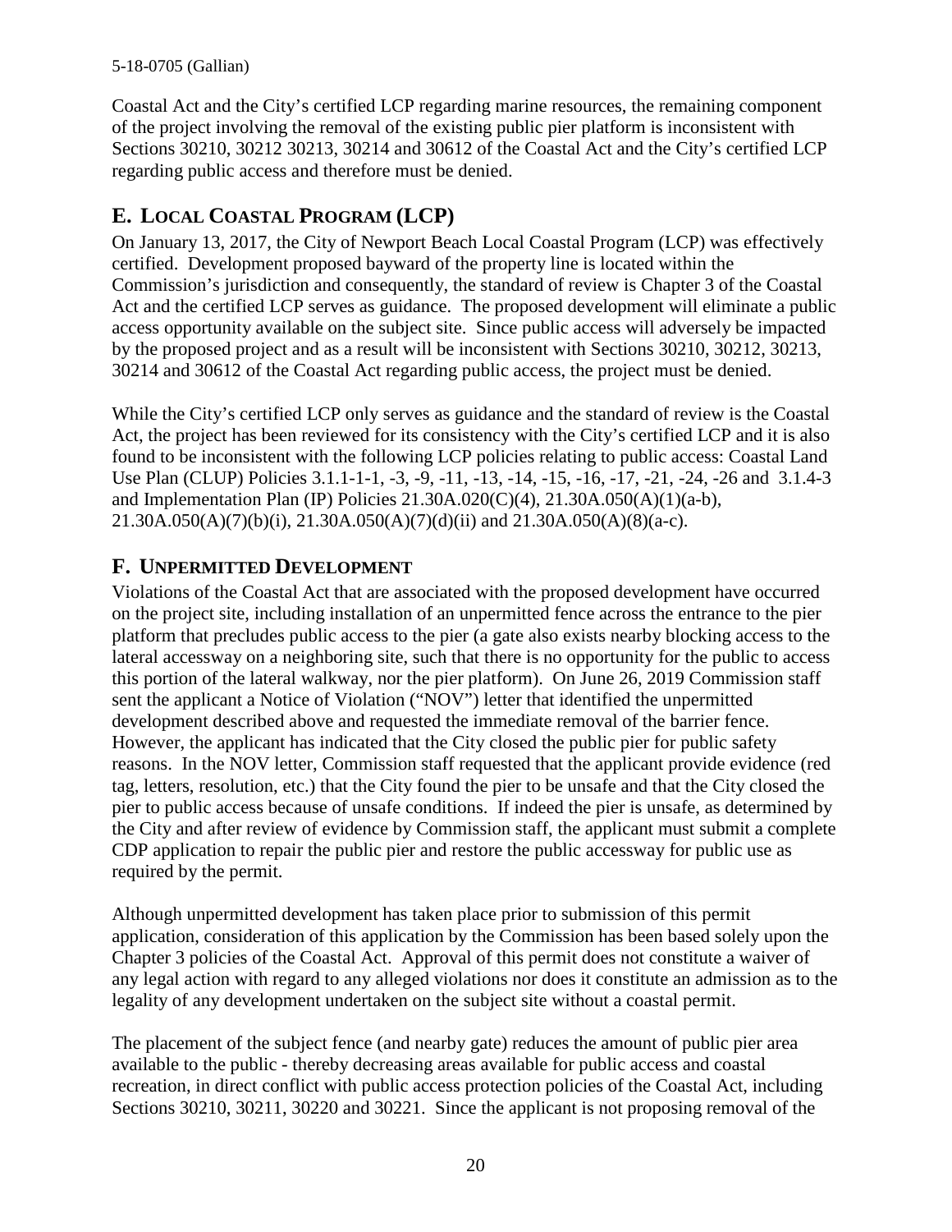Coastal Act and the City's certified LCP regarding marine resources, the remaining component of the project involving the removal of the existing public pier platform is inconsistent with Sections 30210, 30212 30213, 30214 and 30612 of the Coastal Act and the City's certified LCP regarding public access and therefore must be denied.

## E. Local Coastal Program (LCP)

On January 13, 2017, the City of Newport Beach Local Coastal Program (LCP) was effectively certified. Development proposed bayward of the property line is located within the Commission's jurisdiction and consequently, the standard of review is Chapter 3 of the Coastal Act and the certified LCP serves as guidance. The proposed development will eliminate a public access opportunity available on the subject site. Since public access will adversely be impacted by the proposed project and as a result will be inconsistent with Sections 30210, 30212, 30213, 30214 and 30612 of the Coastal Act regarding public access, the project must be denied.

While the City's certified LCP only serves as guidance and the standard of review is the Coastal Act, the project has been reviewed for its consistency with the City's certified LCP and it is also found to be inconsistent with the following LCP policies relating to public access: Coastal Land Use Plan (CLUP) Policies 3.1.1-1-1, -3, -9, -11, -13, -14, -15, -16, -17, -21, -24, -26 and 3.1.4-3 and Implementation Plan (IP) Policies 21.30A.020(C)(4), 21.30A.050(A)(1)(a-b), 21.30A.050(A)(7)(b)(i), 21.30A.050(A)(7)(d)(ii) and 21.30A.050(A)(8)(a-c).

## F. Unpermitted Development

Violations of the Coastal Act that are associated with the proposed development have occurred on the project site, including installation of an unpermitted fence across the entrance to the pier platform that precludes public access to the pier (a gate also exists nearby blocking access to the lateral accessway on a neighboring site, such that there is no opportunity for the public to access this portion of the lateral walkway, nor the pier platform). On June 26, 2019 Commission staff sent the applicant a Notice of Violation ("NOV") letter that identified the unpermitted development described above and requested the immediate removal of the barrier fence. However, the applicant has indicated that the City closed the public pier for public safety reasons. In the NOV letter, Commission staff requested that the applicant provide evidence (red tag, letters, resolution, etc.) that the City found the pier to be unsafe and that the City closed the pier to public access because of unsafe conditions. If indeed the pier is unsafe, as determined by the City and after review of evidence by Commission staff, the applicant must submit a complete CDP application to repair the public pier and restore the public accessway for public use as required by the permit.

Although unpermitted development has taken place prior to submission of this permit application, consideration of this application by the Commission has been based solely upon the Chapter 3 policies of the Coastal Act. Approval of this permit does not constitute a waiver of any legal action with regard to any alleged violations nor does it constitute an admission as to the legality of any development undertaken on the subject site without a coastal permit.

The placement of the subject fence (and nearby gate) reduces the amount of public pier area available to the public - thereby decreasing areas available for public access and coastal recreation, in direct conflict with public access protection policies of the Coastal Act, including Sections 30210, 30211, 30220 and 30221. Since the applicant is not proposing removal of the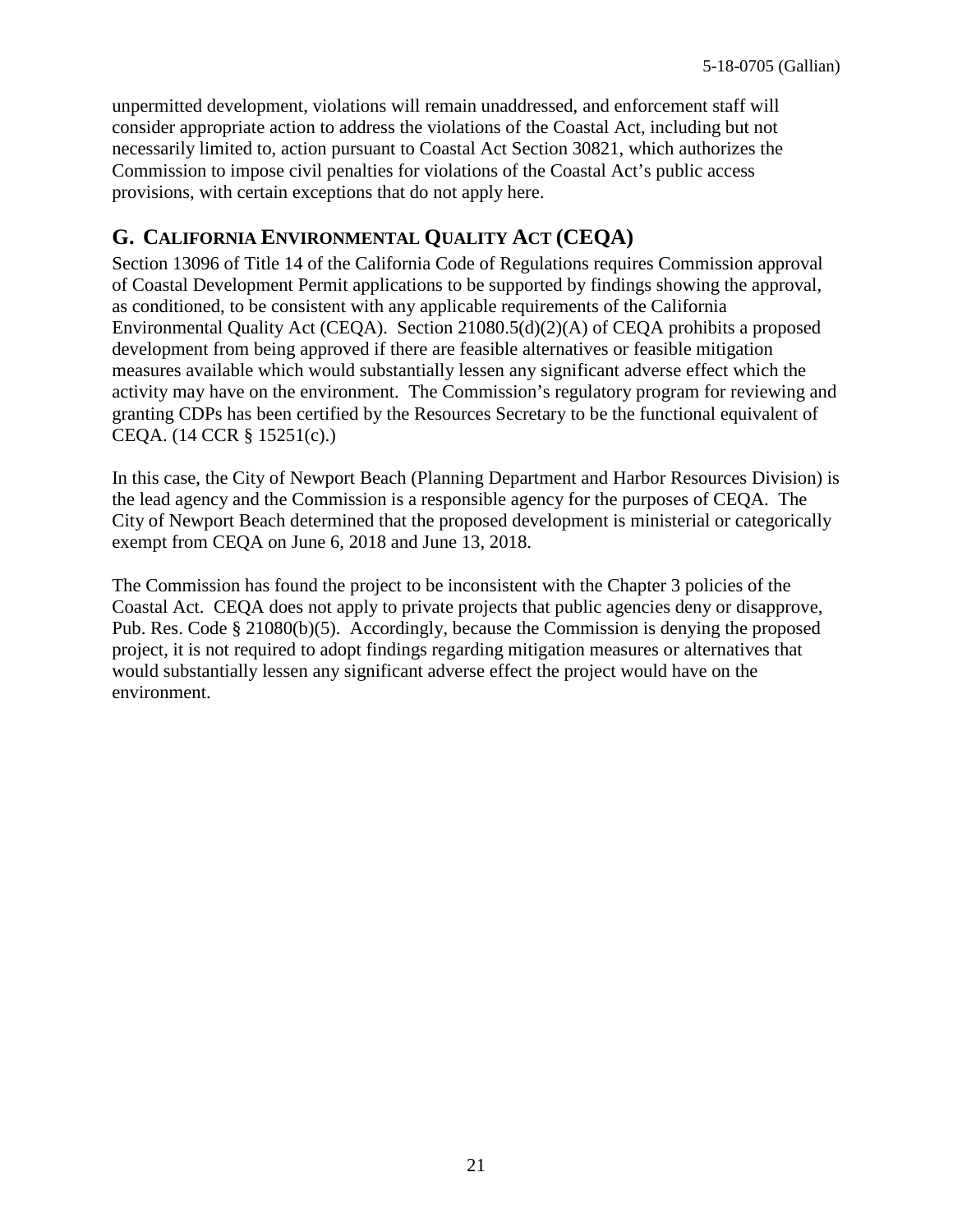unpermitted development, violations will remain unaddressed, and enforcement staff will consider appropriate action to address the violations of the Coastal Act, including but not necessarily limited to, action pursuant to Coastal Act Section 30821, which authorizes the Commission to impose civil penalties for violations of the Coastal Act's public access provisions, with certain exceptions that do not apply here.

## G. CALIFORNIA ENVIRONMENTAL QUALITY ACT (CEQA)

Section 13096 of Title 14 of the California Code of Regulations requires Commission approval of Coastal Development Permit applications to be supported by findings showing the approval, as conditioned, to be consistent with any applicable requirements of the California Environmental Quality Act (CEQA). Section 21080.5(d)(2)(A) of CEQA prohibits a proposed development from being approved if there are feasible alternatives or feasible mitigation measures available which would substantially lessen any significant adverse effect which the activity may have on the environment. The Commission's regulatory program for reviewing and granting CDPs has been certified by the Resources Secretary to be the functional equivalent of CEQA. (14 CCR § 15251(c).)

In this case, the City of Newport Beach (Planning Department and Harbor Resources Division) is the lead agency and the Commission is a responsible agency for the purposes of CEQA. The City of Newport Beach determined that the proposed development is ministerial or categorically exempt from CEQA on June 6, 2018 and June 13, 2018.

The Commission has found the project to be inconsistent with the Chapter 3 policies of the Coastal Act. CEQA does not apply to private projects that public agencies deny or disapprove, Pub. Res. Code § 21080(b)(5). Accordingly, because the Commission is denying the proposed project, it is not required to adopt findings regarding mitigation measures or alternatives that would substantially lessen any significant adverse effect the project would have on the environment.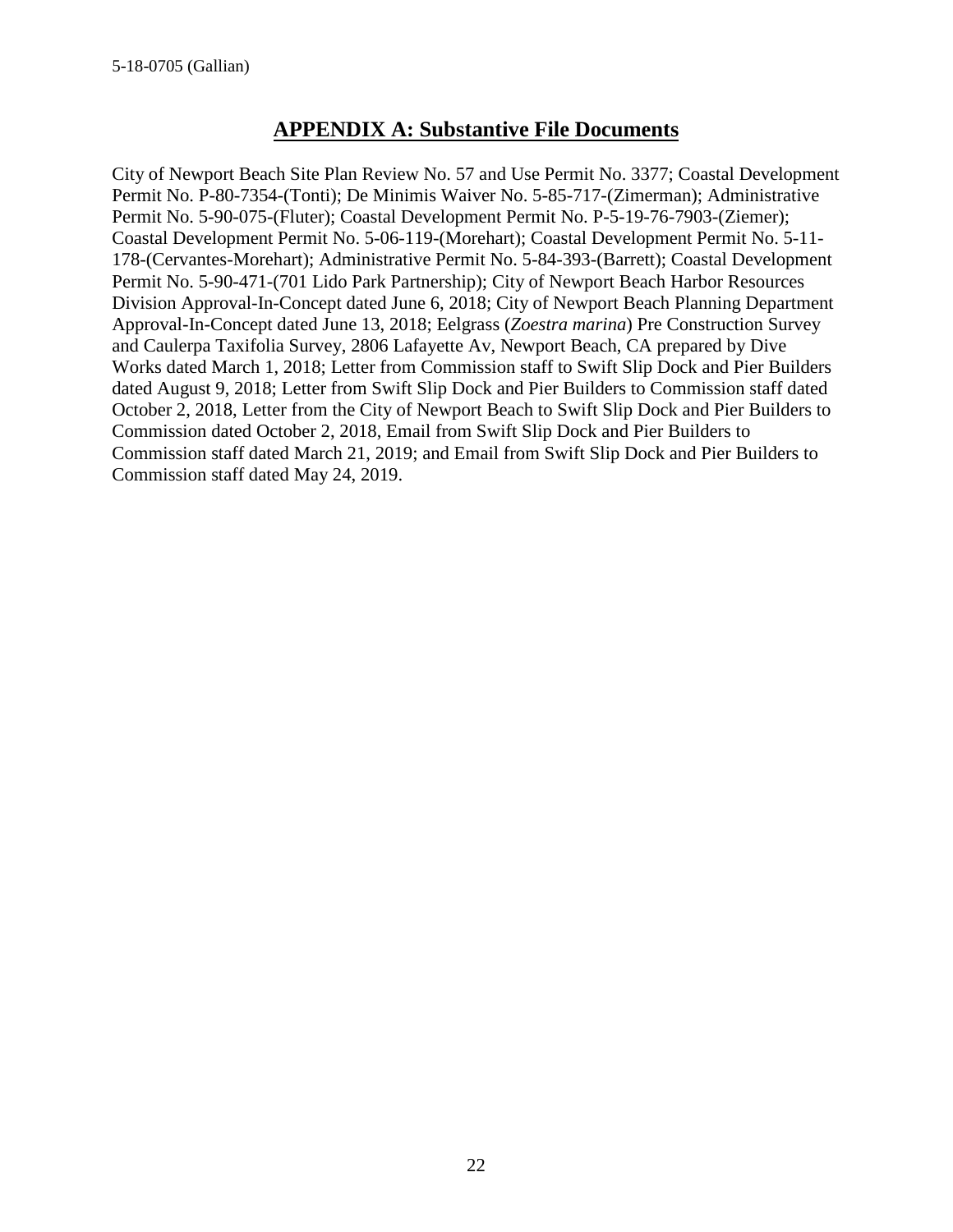## APPENDIX A: Substantive File Documents

City of Newport Beach Site Plan Review No. 57 and Use Permit No. 3377; Coastal Development Permit No. P-80-7354-(Tonti); De Minimis Waiver No. 5-85-717-(Zimerman); Administrative Permit No. 5-90-075-(Fluter); Coastal Development Permit No. P-5-19-76-7903-(Ziemer); Coastal Development Permit No. 5-06-119-(Morehart); Coastal Development Permit No. 5-11-178-(Cervantes-Morehart); Administrative Permit No. 5-84-393-(Barrett); Coastal Development Permit No. 5-90-471-(701 Lido Park Partnership); City of Newport Beach Harbor Resources Division Approval-In-Concept dated June 6, 2018; City of Newport Beach Planning Department Approval-In-Concept dated June 13, 2018; Eelgrass (*Zoestra marina*) Pre Construction Survey and Caulerpa Taxifolia Survey, 2806 Lafayette Av, Newport Beach, CA prepared by Dive Works dated March 1, 2018; Letter from Commission staff to Swift Slip Dock and Pier Builders dated August 9, 2018; Letter from Swift Slip Dock and Pier Builders to Commission staff dated October 2, 2018, Letter from the City of Newport Beach to Swift Slip Dock and Pier Builders to Commission dated October 2, 2018, Email from Swift Slip Dock and Pier Builders to Commission staff dated March 21, 2019; and Email from Swift Slip Dock and Pier Builders to Commission staff dated May 24, 2019.